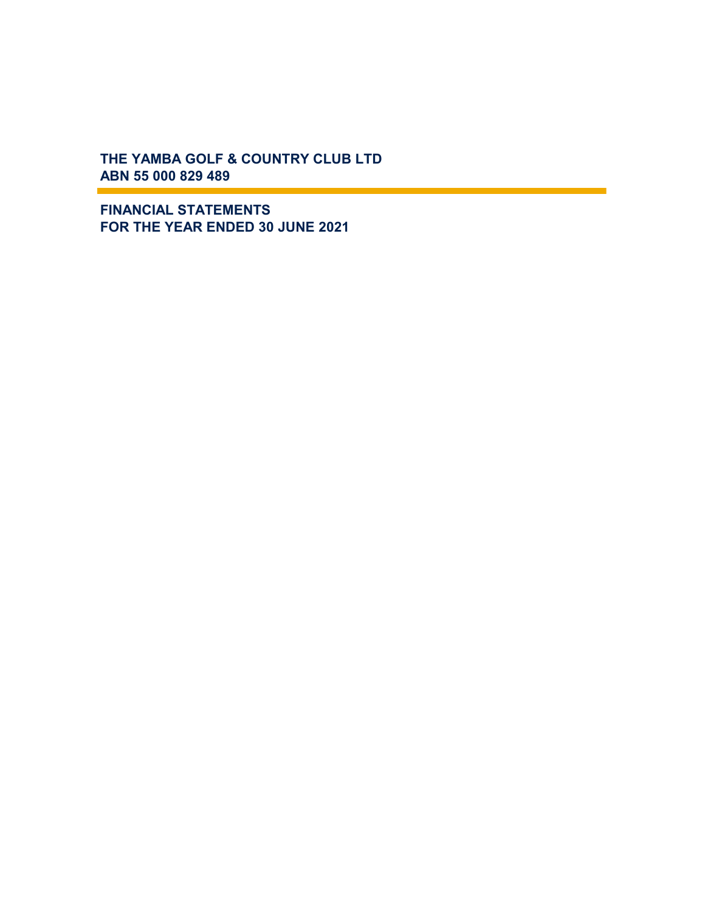# THE YAMBA GOLF & COUNTRY CLUB LTD
**ABN 55 000 829 489**

## FINANCIAL STATEMENTS
## FOR THE YEAR ENDED 30 JUNE 2021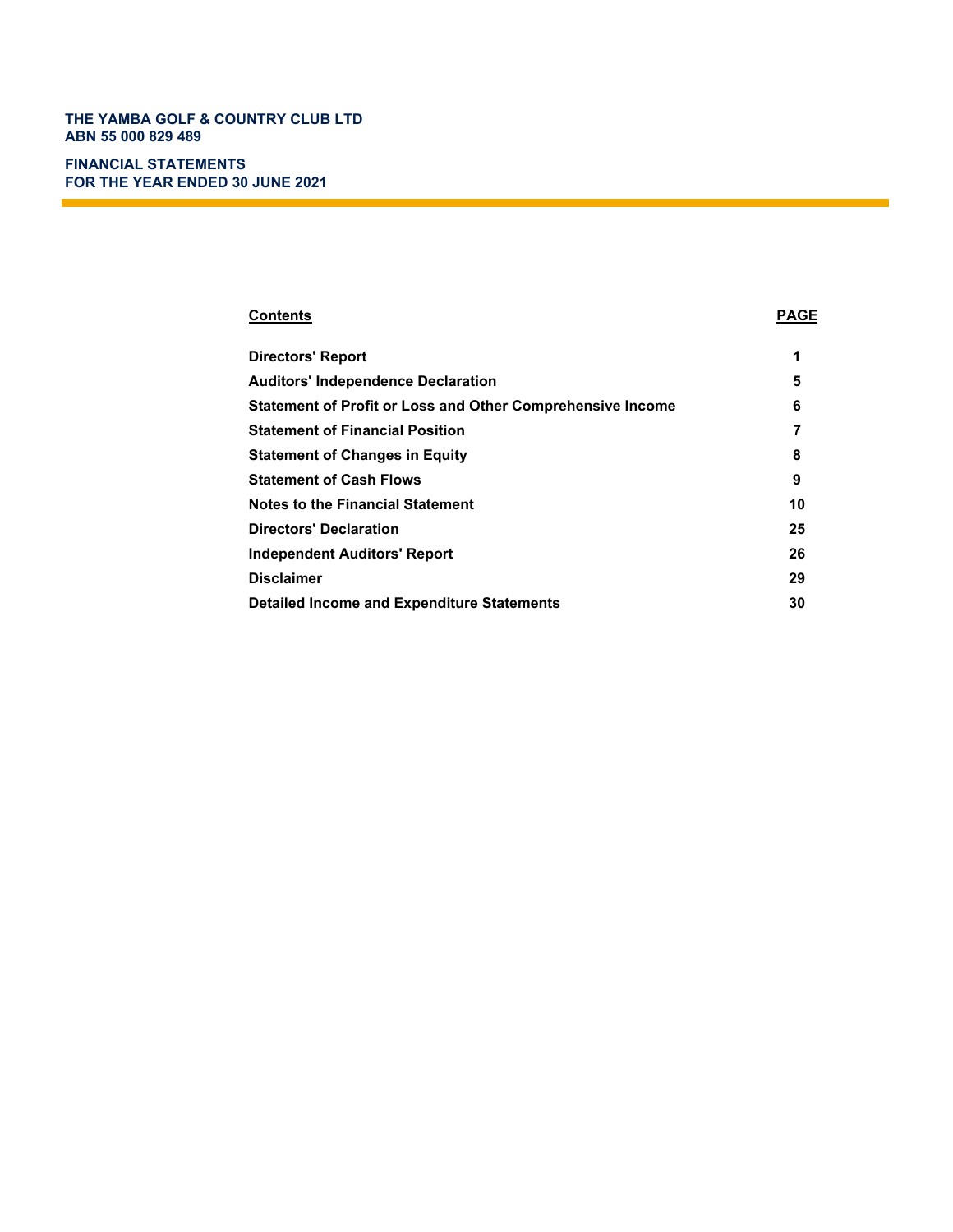**THE YAMBA GOLF & COUNTRY CLUB LTD**
**ABN 55 000 829 489**

**FINANCIAL STATEMENTS**
**FOR THE YEAR ENDED 30 JUNE 2021**

| Contents | PAGE |
|---|---|
| Directors' Report | 1 |
| Auditors' Independence Declaration | 5 |
| Statement of Profit or Loss and Other Comprehensive Income | 6 |
| Statement of Financial Position | 7 |
| Statement of Changes in Equity | 8 |
| Statement of Cash Flows | 9 |
| Notes to the Financial Statement | 10 |
| Directors' Declaration | 25 |
| Independent Auditors' Report | 26 |
| Disclaimer | 29 |
| Detailed Income and Expenditure Statements | 30 |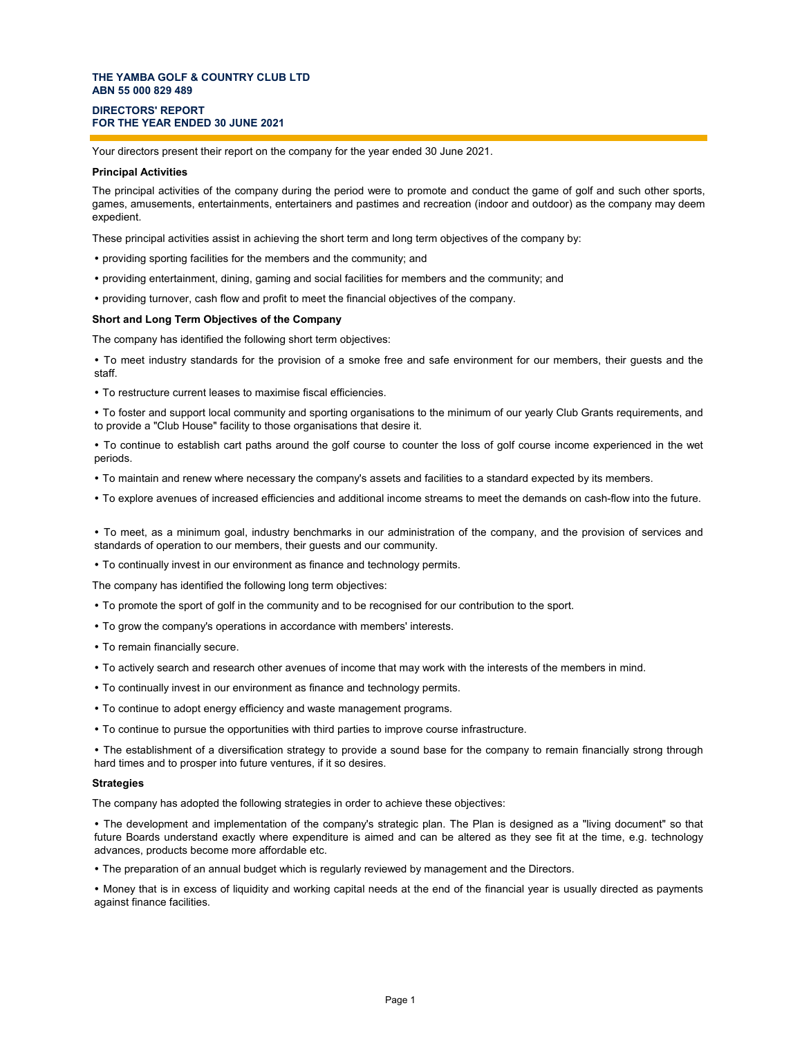**THE YAMBA GOLF & COUNTRY CLUB LTD**
**ABN 55 000 829 489**

**DIRECTORS' REPORT**
**FOR THE YEAR ENDED 30 JUNE 2021**

Your directors present their report on the company for the year ended 30 June 2021.

**Principal Activities**

The principal activities of the company during the period were to promote and conduct the game of golf and such other sports, games, amusements, entertainments, entertainers and pastimes and recreation (indoor and outdoor) as the company may deem expedient.

These principal activities assist in achieving the short term and long term objectives of the company by:

- providing sporting facilities for the members and the community; and
- providing entertainment, dining, gaming and social facilities for members and the community; and
- providing turnover, cash flow and profit to meet the financial objectives of the company.

**Short and Long Term Objectives of the Company**

The company has identified the following short term objectives:

- To meet industry standards for the provision of a smoke free and safe environment for our members, their guests and the staff.
- To restructure current leases to maximise fiscal efficiencies.
- To foster and support local community and sporting organisations to the minimum of our yearly Club Grants requirements, and to provide a "Club House" facility to those organisations that desire it.
- To continue to establish cart paths around the golf course to counter the loss of golf course income experienced in the wet periods.
- To maintain and renew where necessary the company's assets and facilities to a standard expected by its members.
- To explore avenues of increased efficiencies and additional income streams to meet the demands on cash-flow into the future.
- To meet, as a minimum goal, industry benchmarks in our administration of the company, and the provision of services and standards of operation to our members, their guests and our community.
- To continually invest in our environment as finance and technology permits.

The company has identified the following long term objectives:

- To promote the sport of golf in the community and to be recognised for our contribution to the sport.
- To grow the company's operations in accordance with members' interests.
- To remain financially secure.
- To actively search and research other avenues of income that may work with the interests of the members in mind.
- To continually invest in our environment as finance and technology permits.
- To continue to adopt energy efficiency and waste management programs.
- To continue to pursue the opportunities with third parties to improve course infrastructure.
- The establishment of a diversification strategy to provide a sound base for the company to remain financially strong through hard times and to prosper into future ventures, if it so desires.

**Strategies**

The company has adopted the following strategies in order to achieve these objectives:

- The development and implementation of the company's strategic plan. The Plan is designed as a "living document" so that future Boards understand exactly where expenditure is aimed and can be altered as they see fit at the time, e.g. technology advances, products become more affordable etc.
- The preparation of an annual budget which is regularly reviewed by management and the Directors.
- Money that is in excess of liquidity and working capital needs at the end of the financial year is usually directed as payments against finance facilities.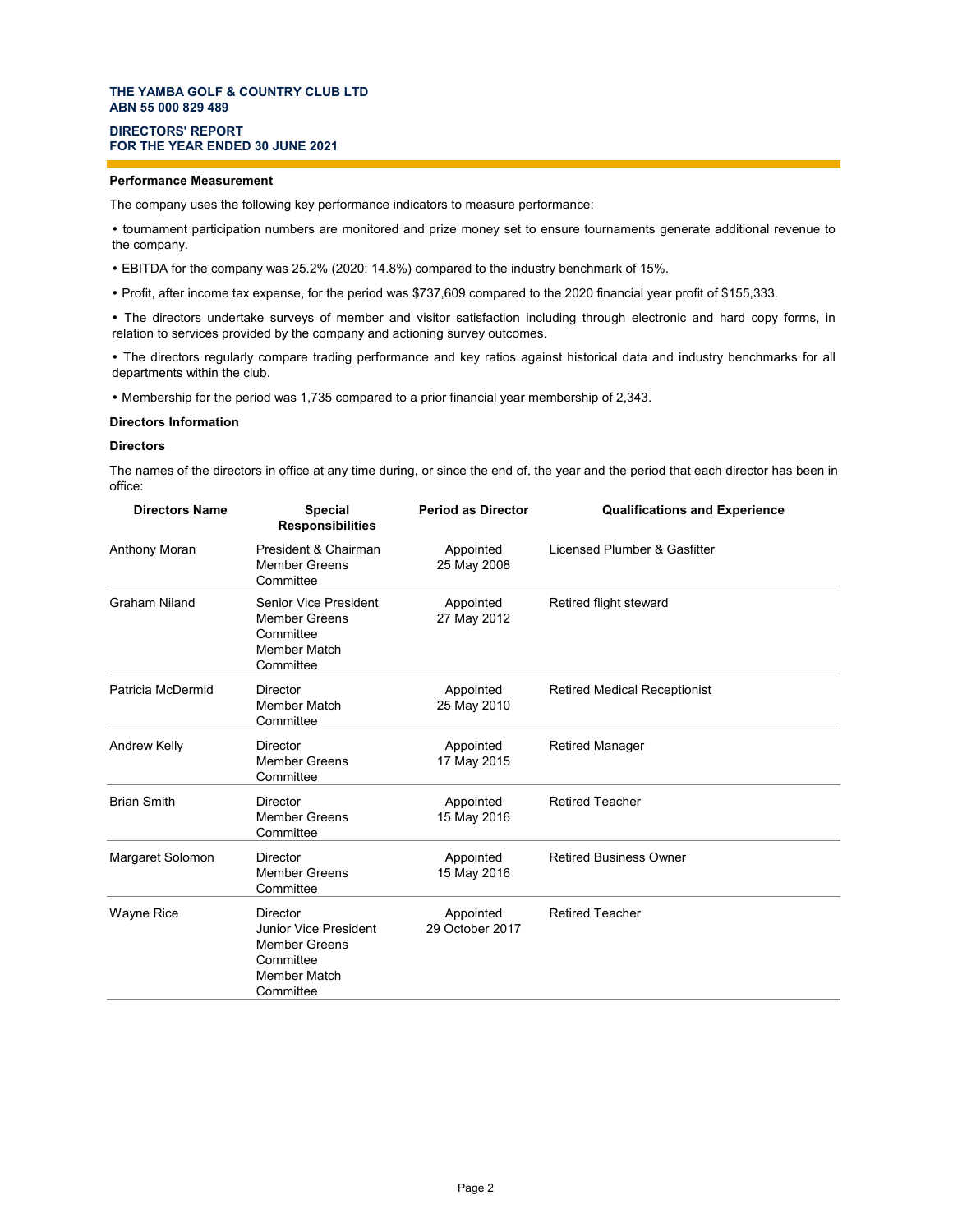**THE YAMBA GOLF & COUNTRY CLUB LTD**
**ABN 55 000 829 489**

**DIRECTORS' REPORT**
**FOR THE YEAR ENDED 30 JUNE 2021**

**Performance Measurement**

The company uses the following key performance indicators to measure performance:

- tournament participation numbers are monitored and prize money set to ensure tournaments generate additional revenue to the company.
- EBITDA for the company was 25.2% (2020: 14.8%) compared to the industry benchmark of 15%.
- Profit, after income tax expense, for the period was $737,609 compared to the 2020 financial year profit of $155,333.
- The directors undertake surveys of member and visitor satisfaction including through electronic and hard copy forms, in relation to services provided by the company and actioning survey outcomes.
- The directors regularly compare trading performance and key ratios against historical data and industry benchmarks for all departments within the club.
- Membership for the period was 1,735 compared to a prior financial year membership of 2,343.

**Directors Information**

**Directors**

The names of the directors in office at any time during, or since the end of, the year and the period that each director has been in office:

| Directors Name | Special Responsibilities | Period as Director | Qualifications and Experience |
|---|---|---|---|
| Anthony Moran | President & Chairman<br>Member Greens Committee | Appointed<br>25 May 2008 | Licensed Plumber & Gasfitter |
| Graham Niland | Senior Vice President<br>Member Greens Committee<br>Member Match Committee | Appointed<br>27 May 2012 | Retired flight steward |
| Patricia McDermid | Director<br>Member Match Committee | Appointed<br>25 May 2010 | Retired Medical Receptionist |
| Andrew Kelly | Director<br>Member Greens Committee | Appointed<br>17 May 2015 | Retired Manager |
| Brian Smith | Director<br>Member Greens Committee | Appointed<br>15 May 2016 | Retired Teacher |
| Margaret Solomon | Director<br>Member Greens Committee | Appointed<br>15 May 2016 | Retired Business Owner |
| Wayne Rice | Director<br>Junior Vice President<br>Member Greens Committee<br>Member Match Committee | Appointed<br>29 October 2017 | Retired Teacher |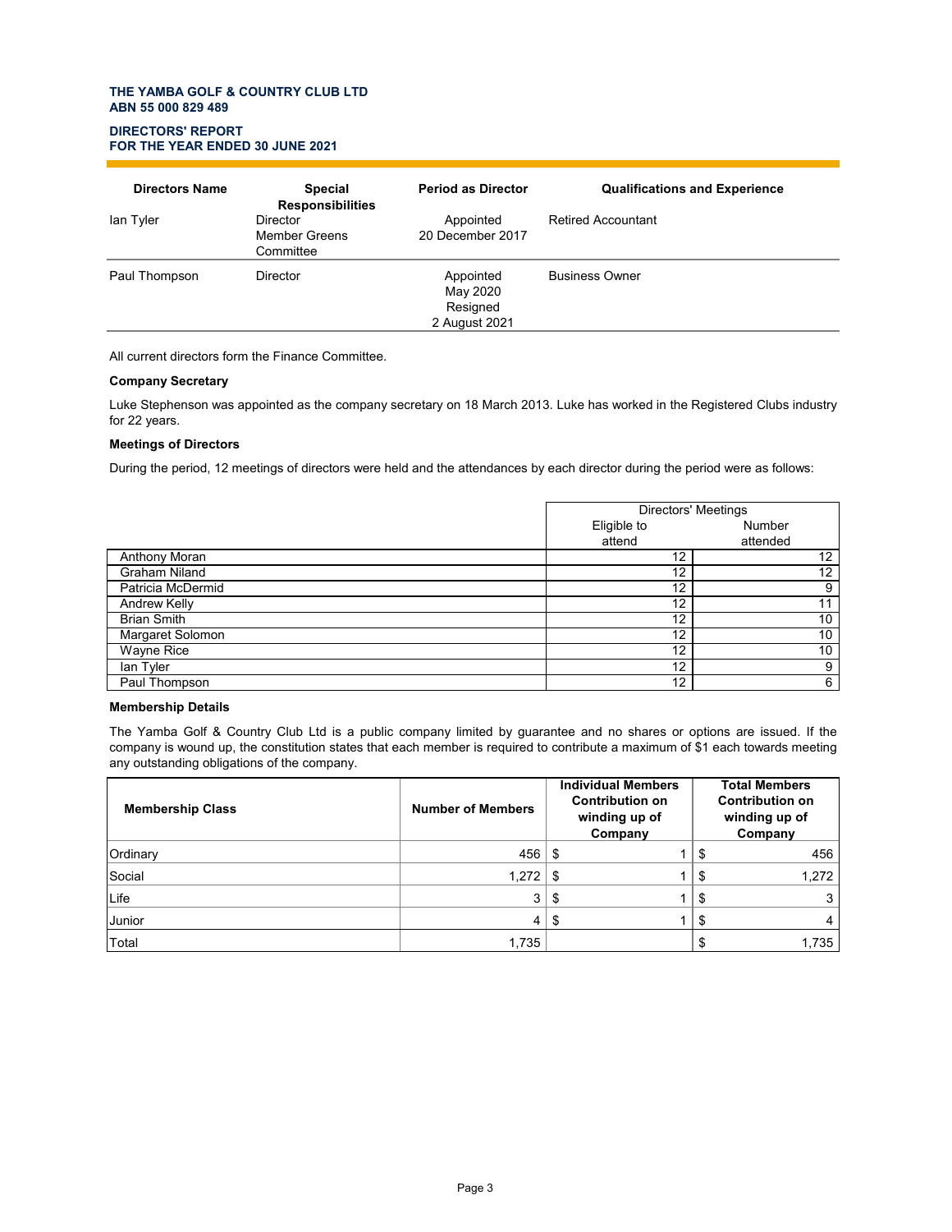**THE YAMBA GOLF & COUNTRY CLUB LTD**
**ABN 55 000 829 489**

**DIRECTORS' REPORT**
**FOR THE YEAR ENDED 30 JUNE 2021**

| Directors Name | Special Responsibilities | Period as Director | Qualifications and Experience |
|---|---|---|---|
| Ian Tyler | Director<br>Member Greens Committee | Appointed<br>20 December 2017 | Retired Accountant |
| Paul Thompson | Director | Appointed<br>May 2020<br>Resigned<br>2 August 2021 | Business Owner |

All current directors form the Finance Committee.

**Company Secretary**

Luke Stephenson was appointed as the company secretary on 18 March 2013. Luke has worked in the Registered Clubs industry for 22 years.

**Meetings of Directors**

During the period, 12 meetings of directors were held and the attendances by each director during the period were as follows:

| | Directors' Meetings | |
|---|---|---|
| | Eligible to attend | Number attended |
| Anthony Moran | 12 | 12 |
| Graham Niland | 12 | 12 |
| Patricia McDermid | 12 | 9 |
| Andrew Kelly | 12 | 11 |
| Brian Smith | 12 | 10 |
| Margaret Solomon | 12 | 10 |
| Wayne Rice | 12 | 10 |
| Ian Tyler | 12 | 9 |
| Paul Thompson | 12 | 6 |

**Membership Details**

The Yamba Golf & Country Club Ltd is a public company limited by guarantee and no shares or options are issued. If the company is wound up, the constitution states that each member is required to contribute a maximum of $1 each towards meeting any outstanding obligations of the company.

| Membership Class | Number of Members | Individual Members Contribution on winding up of Company | Total Members Contribution on winding up of Company |
|---|---|---|---|
| Ordinary | 456 | $ 1 | $ 456 |
| Social | 1,272 | $ 1 | $ 1,272 |
| Life | 3 | $ 1 | $ 3 |
| Junior | 4 | $ 1 | $ 4 |
| Total | 1,735 | | $ 1,735 |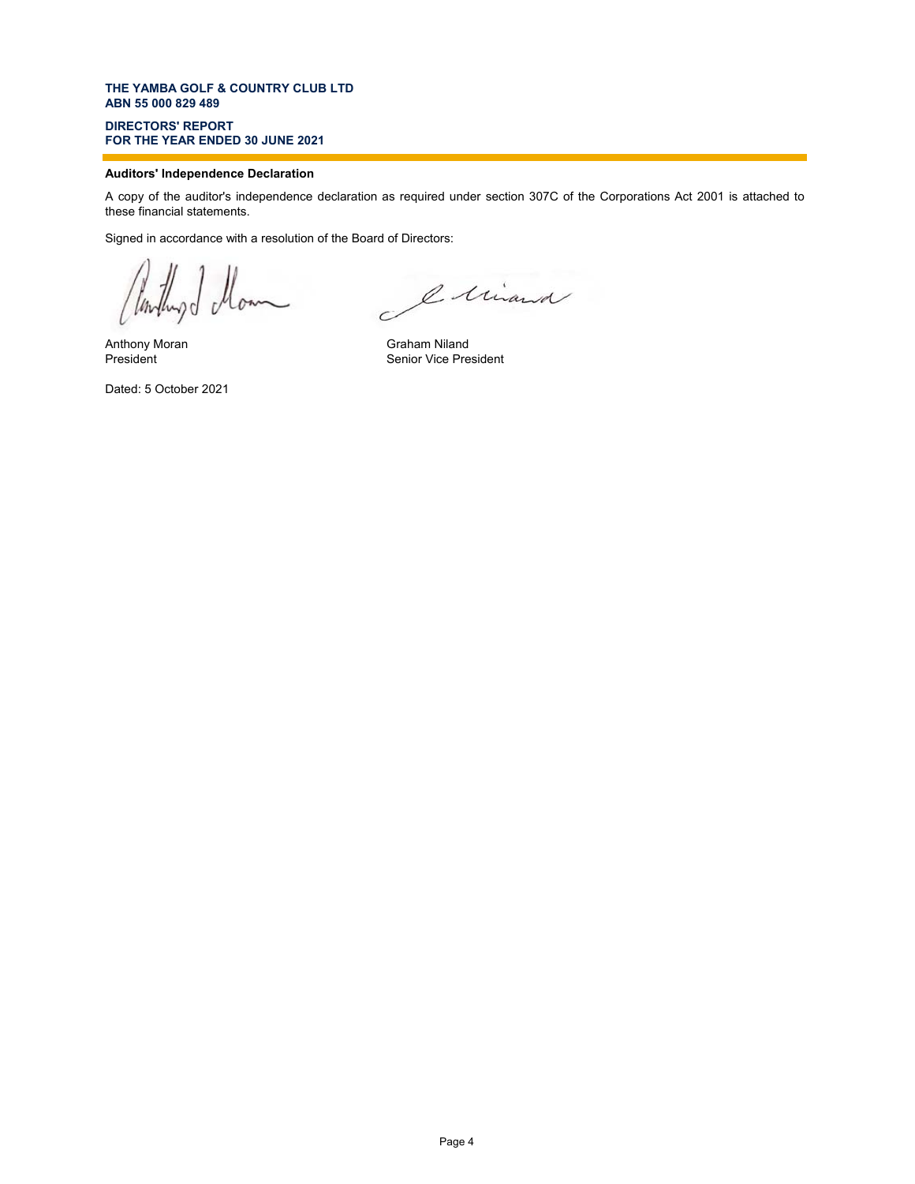**THE YAMBA GOLF & COUNTRY CLUB LTD**
**ABN 55 000 829 489**

**DIRECTORS' REPORT**
**FOR THE YEAR ENDED 30 JUNE 2021**

**Auditors' Independence Declaration**

A copy of the auditor's independence declaration as required under section 307C of the Corporations Act 2001 is attached to these financial statements.

Signed in accordance with a resolution of the Board of Directors:

Anthony Moran
President

Graham Niland
Senior Vice President

Dated: 5 October 2021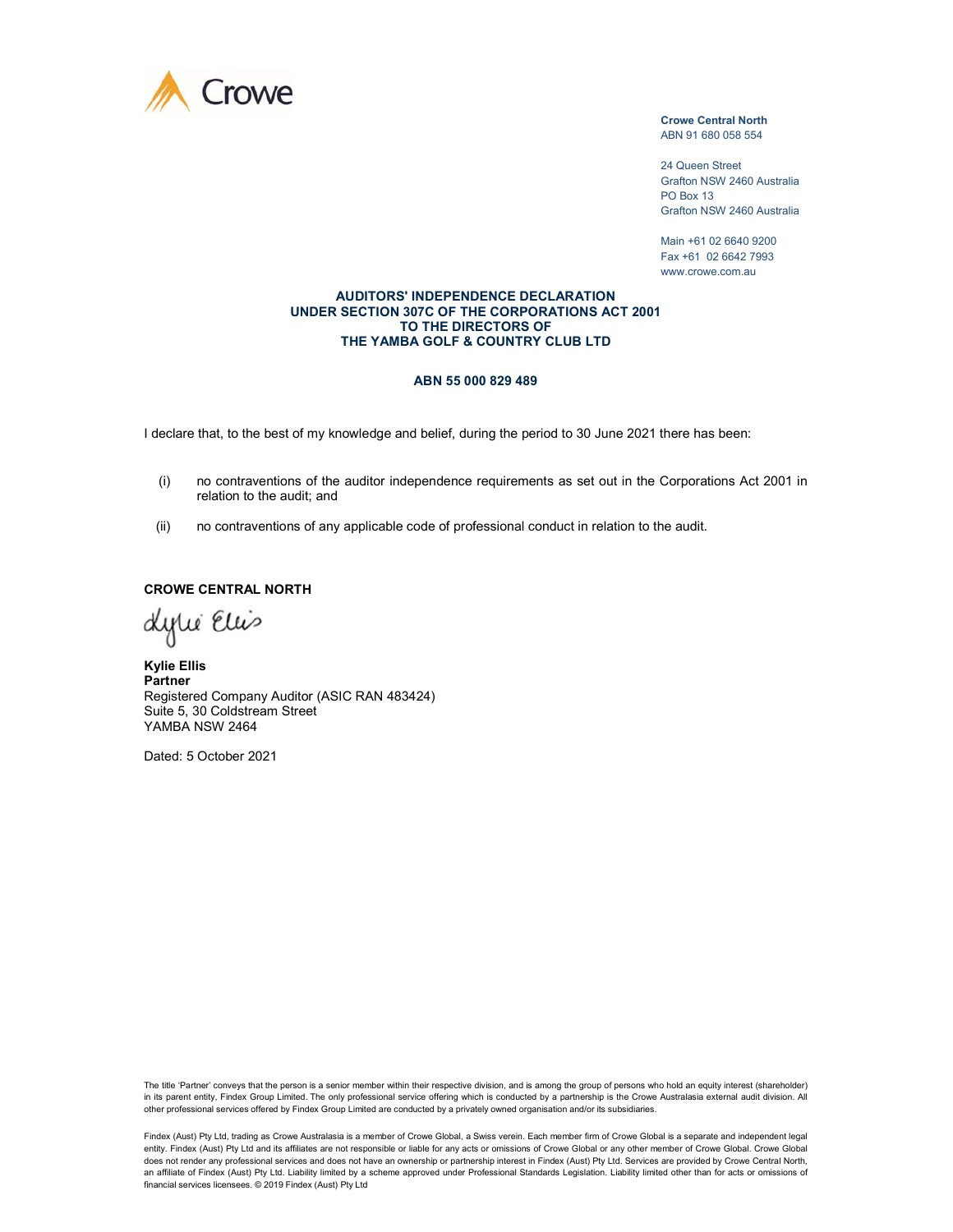Crowe

**Crowe Central North**
ABN 91 680 058 554

24 Queen Street
Grafton NSW 2460 Australia
PO Box 13
Grafton NSW 2460 Australia

Main +61 02 6640 9200
Fax +61 02 6642 7993
www.crowe.com.au

**AUDITORS' INDEPENDENCE DECLARATION**
**UNDER SECTION 307C OF THE CORPORATIONS ACT 2001**
**TO THE DIRECTORS OF**
**THE YAMBA GOLF & COUNTRY CLUB LTD**

**ABN 55 000 829 489**

I declare that, to the best of my knowledge and belief, during the period to 30 June 2021 there has been:

(i) no contraventions of the auditor independence requirements as set out in the Corporations Act 2001 in relation to the audit; and

(ii) no contraventions of any applicable code of professional conduct in relation to the audit.

**CROWE CENTRAL NORTH**

Kylie Ellis

**Kylie Ellis**
**Partner**
Registered Company Auditor (ASIC RAN 483424)
Suite 5, 30 Coldstream Street
YAMBA NSW 2464

Dated: 5 October 2021

The title 'Partner' conveys that the person is a senior member within their respective division, and is among the group of persons who hold an equity interest (shareholder) in its parent entity, Findex Group Limited. The only professional service offering which is conducted by a partnership is the Crowe Australasia external audit division. All other professional services offered by Findex Group Limited are conducted by a privately owned organisation and/or its subsidiaries.

Findex (Aust) Pty Ltd, trading as Crowe Australasia is a member of Crowe Global, a Swiss verein. Each member firm of Crowe Global is a separate and independent legal entity. Findex (Aust) Pty Ltd and its affiliates are not responsible or liable for any acts or omissions of Crowe Global or any other member of Crowe Global. Crowe Global does not render any professional services and does not have an ownership or partnership interest in Findex (Aust) Pty Ltd. Services are provided by Crowe Central North, an affiliate of Findex (Aust) Pty Ltd. Liability limited by a scheme approved under Professional Standards Legislation. Liability limited other than for acts or omissions of financial services licensees. © 2019 Findex (Aust) Pty Ltd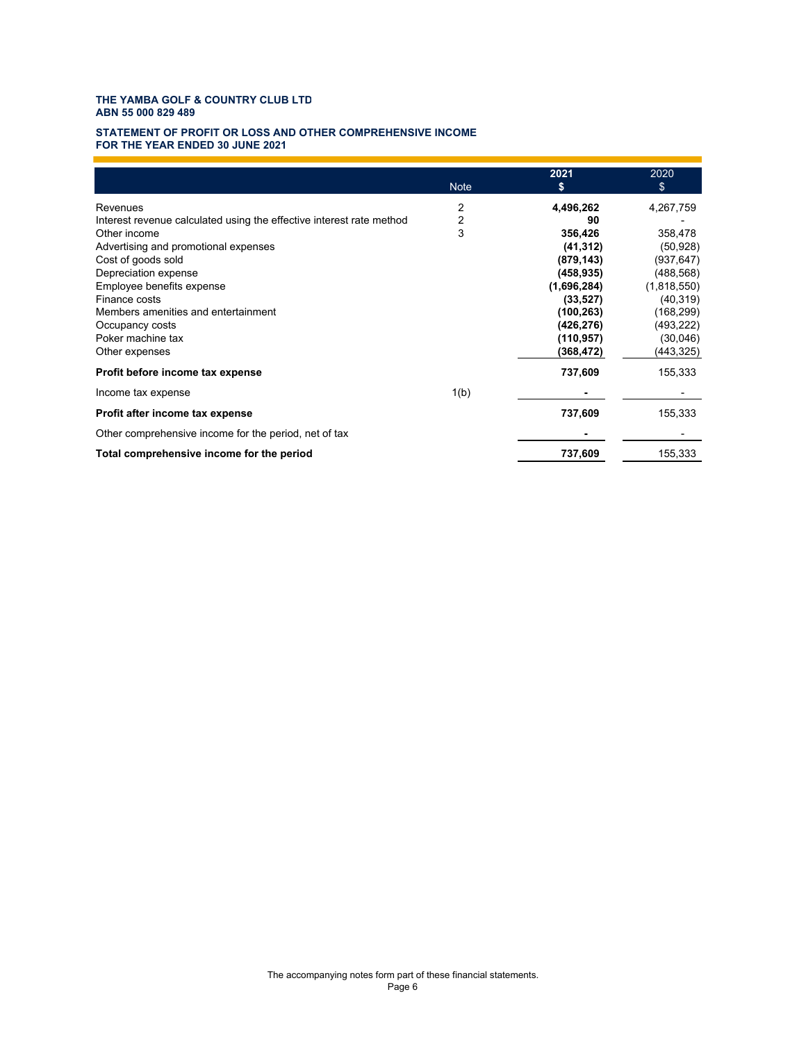**THE YAMBA GOLF & COUNTRY CLUB LTD**
**ABN 55 000 829 489**

**STATEMENT OF PROFIT OR LOSS AND OTHER COMPREHENSIVE INCOME**
**FOR THE YEAR ENDED 30 JUNE 2021**

| | Note | **2021 $** | 2020 $ |
|---|---|---|---|
| Revenues | 2 | **4,496,262** | 4,267,759 |
| Interest revenue calculated using the effective interest rate method | 2 | **90** | - |
| Other income | 3 | **356,426** | 358,478 |
| Advertising and promotional expenses | | **(41,312)** | (50,928) |
| Cost of goods sold | | **(879,143)** | (937,647) |
| Depreciation expense | | **(458,935)** | (488,568) |
| Employee benefits expense | | **(1,696,284)** | (1,818,550) |
| Finance costs | | **(33,527)** | (40,319) |
| Members amenities and entertainment | | **(100,263)** | (168,299) |
| Occupancy costs | | **(426,276)** | (493,222) |
| Poker machine tax | | **(110,957)** | (30,046) |
| Other expenses | | **(368,472)** | (443,325) |
| **Profit before income tax expense** | | **737,609** | 155,333 |
| Income tax expense | 1(b) | **-** | - |
| **Profit after income tax expense** | | **737,609** | 155,333 |
| Other comprehensive income for the period, net of tax | | **-** | - |
| **Total comprehensive income for the period** | | **737,609** | 155,333 |

The accompanying notes form part of these financial statements.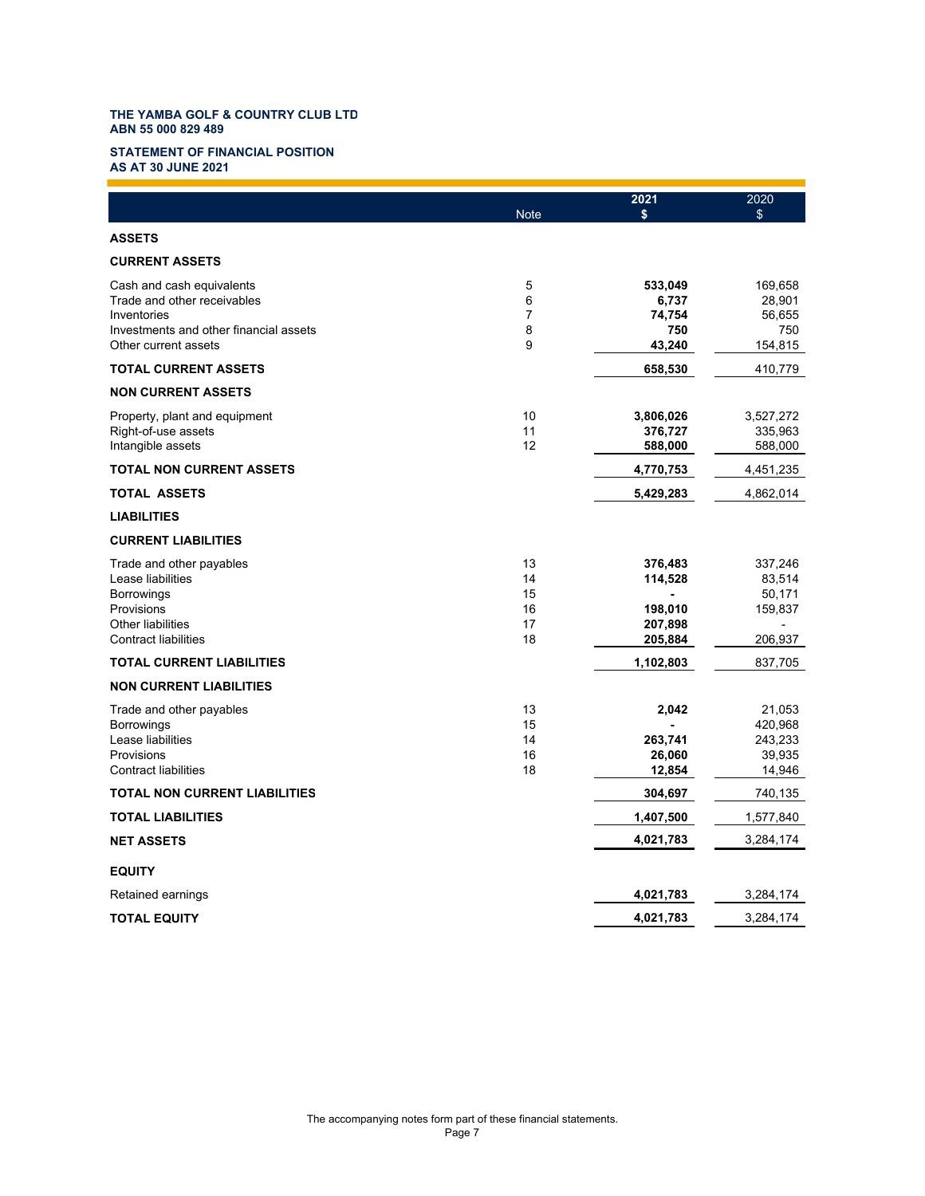**THE YAMBA GOLF & COUNTRY CLUB LTD**
**ABN 55 000 829 489**

**STATEMENT OF FINANCIAL POSITION**
**AS AT 30 JUNE 2021**

| | Note | 2021 $ | 2020 $ |
|---|---|---|---|
| **ASSETS** | | | |
| **CURRENT ASSETS** | | | |
| Cash and cash equivalents | 5 | **533,049** | 169,658 |
| Trade and other receivables | 6 | **6,737** | 28,901 |
| Inventories | 7 | **74,754** | 56,655 |
| Investments and other financial assets | 8 | **750** | 750 |
| Other current assets | 9 | **43,240** | 154,815 |
| **TOTAL CURRENT ASSETS** | | **658,530** | 410,779 |
| **NON CURRENT ASSETS** | | | |
| Property, plant and equipment | 10 | **3,806,026** | 3,527,272 |
| Right-of-use assets | 11 | **376,727** | 335,963 |
| Intangible assets | 12 | **588,000** | 588,000 |
| **TOTAL NON CURRENT ASSETS** | | **4,770,753** | 4,451,235 |
| **TOTAL ASSETS** | | **5,429,283** | 4,862,014 |
| **LIABILITIES** | | | |
| **CURRENT LIABILITIES** | | | |
| Trade and other payables | 13 | **376,483** | 337,246 |
| Lease liabilities | 14 | **114,528** | 83,514 |
| Borrowings | 15 | **-** | 50,171 |
| Provisions | 16 | **198,010** | 159,837 |
| Other liabilities | 17 | **207,898** | - |
| Contract liabilities | 18 | **205,884** | 206,937 |
| **TOTAL CURRENT LIABILITIES** | | **1,102,803** | 837,705 |
| **NON CURRENT LIABILITIES** | | | |
| Trade and other payables | 13 | **2,042** | 21,053 |
| Borrowings | 15 | **-** | 420,968 |
| Lease liabilities | 14 | **263,741** | 243,233 |
| Provisions | 16 | **26,060** | 39,935 |
| Contract liabilities | 18 | **12,854** | 14,946 |
| **TOTAL NON CURRENT LIABILITIES** | | **304,697** | 740,135 |
| **TOTAL LIABILITIES** | | **1,407,500** | 1,577,840 |
| **NET ASSETS** | | **4,021,783** | 3,284,174 |
| **EQUITY** | | | |
| Retained earnings | | **4,021,783** | 3,284,174 |
| **TOTAL EQUITY** | | **4,021,783** | 3,284,174 |

The accompanying notes form part of these financial statements.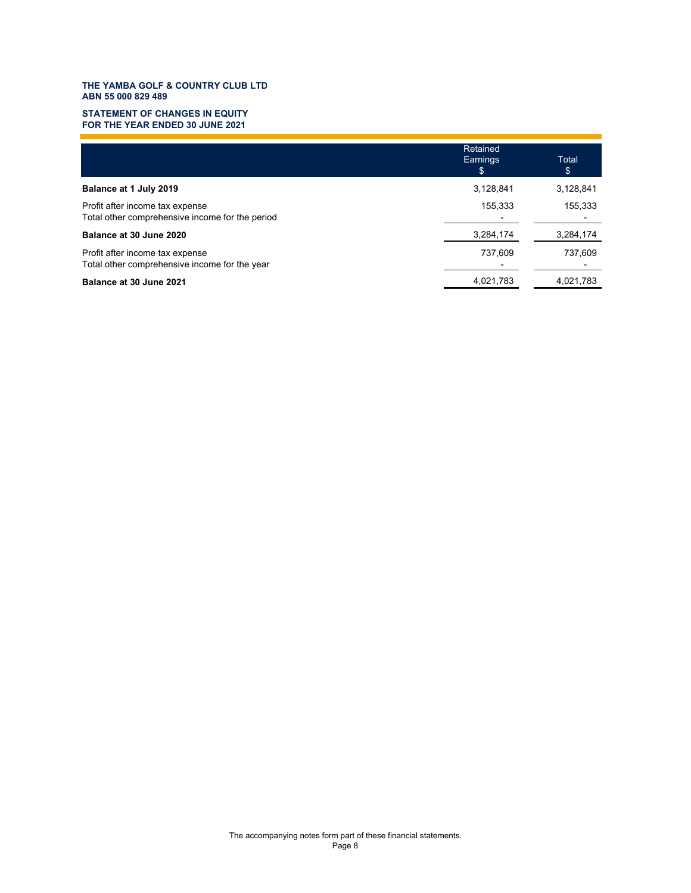**THE YAMBA GOLF & COUNTRY CLUB LTD**
**ABN 55 000 829 489**

## STATEMENT OF CHANGES IN EQUITY
## FOR THE YEAR ENDED 30 JUNE 2021

| | Retained Earnings $ | Total $ |
|---|---|---|
| **Balance at 1 July 2019** | 3,128,841 | 3,128,841 |
| Profit after income tax expense | 155,333 | 155,333 |
| Total other comprehensive income for the period | - | - |
| **Balance at 30 June 2020** | 3,284,174 | 3,284,174 |
| Profit after income tax expense | 737,609 | 737,609 |
| Total other comprehensive income for the year | - | - |
| **Balance at 30 June 2021** | 4,021,783 | 4,021,783 |

The accompanying notes form part of these financial statements.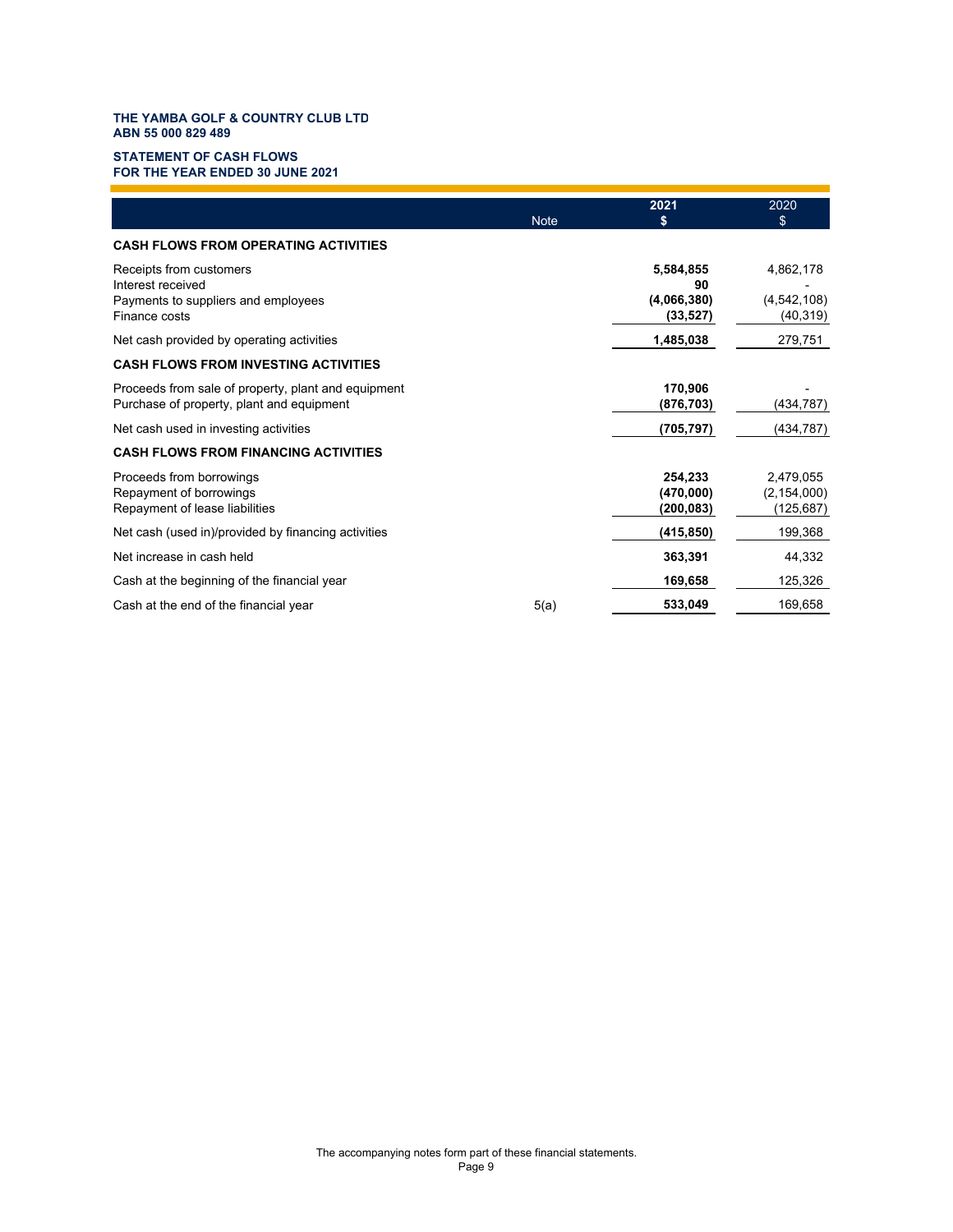**THE YAMBA GOLF & COUNTRY CLUB LTD**
**ABN 55 000 829 489**

**STATEMENT OF CASH FLOWS**
**FOR THE YEAR ENDED 30 JUNE 2021**

| | Note | 2021 $ | 2020 $ |
|---|---|---|---|
| **CASH FLOWS FROM OPERATING ACTIVITIES** | | | |
| Receipts from customers | | **5,584,855** | 4,862,178 |
| Interest received | | **90** | - |
| Payments to suppliers and employees | | **(4,066,380)** | (4,542,108) |
| Finance costs | | **(33,527)** | (40,319) |
| Net cash provided by operating activities | | **1,485,038** | 279,751 |
| **CASH FLOWS FROM INVESTING ACTIVITIES** | | | |
| Proceeds from sale of property, plant and equipment | | **170,906** | - |
| Purchase of property, plant and equipment | | **(876,703)** | (434,787) |
| Net cash used in investing activities | | **(705,797)** | (434,787) |
| **CASH FLOWS FROM FINANCING ACTIVITIES** | | | |
| Proceeds from borrowings | | **254,233** | 2,479,055 |
| Repayment of borrowings | | **(470,000)** | (2,154,000) |
| Repayment of lease liabilities | | **(200,083)** | (125,687) |
| Net cash (used in)/provided by financing activities | | **(415,850)** | 199,368 |
| Net increase in cash held | | **363,391** | 44,332 |
| Cash at the beginning of the financial year | | **169,658** | 125,326 |
| Cash at the end of the financial year | 5(a) | **533,049** | 169,658 |

The accompanying notes form part of these financial statements.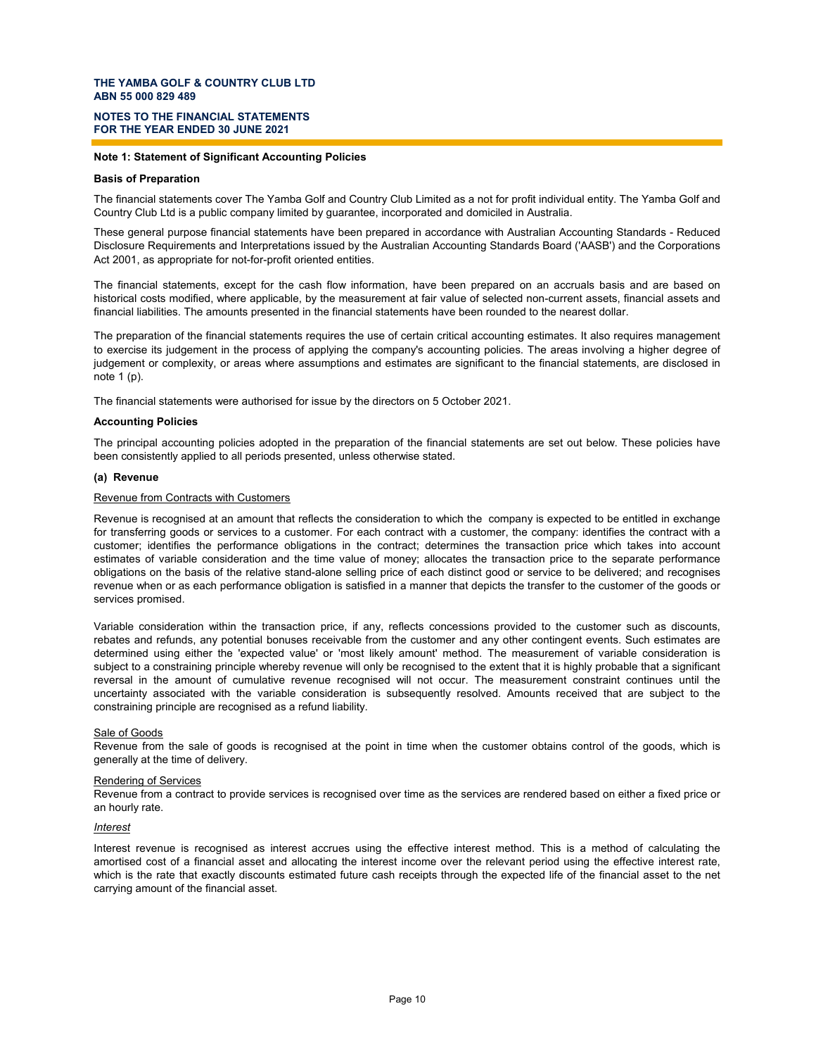**THE YAMBA GOLF & COUNTRY CLUB LTD**
**ABN 55 000 829 489**

**NOTES TO THE FINANCIAL STATEMENTS**
**FOR THE YEAR ENDED 30 JUNE 2021**

**Note 1: Statement of Significant Accounting Policies**

**Basis of Preparation**

The financial statements cover The Yamba Golf and Country Club Limited as a not for profit individual entity. The Yamba Golf and Country Club Ltd is a public company limited by guarantee, incorporated and domiciled in Australia.

These general purpose financial statements have been prepared in accordance with Australian Accounting Standards - Reduced Disclosure Requirements and Interpretations issued by the Australian Accounting Standards Board ('AASB') and the Corporations Act 2001, as appropriate for not-for-profit oriented entities.

The financial statements, except for the cash flow information, have been prepared on an accruals basis and are based on historical costs modified, where applicable, by the measurement at fair value of selected non-current assets, financial assets and financial liabilities. The amounts presented in the financial statements have been rounded to the nearest dollar.

The preparation of the financial statements requires the use of certain critical accounting estimates. It also requires management to exercise its judgement in the process of applying the company's accounting policies. The areas involving a higher degree of judgement or complexity, or areas where assumptions and estimates are significant to the financial statements, are disclosed in note 1 (p).

The financial statements were authorised for issue by the directors on 5 October 2021.

**Accounting Policies**

The principal accounting policies adopted in the preparation of the financial statements are set out below. These policies have been consistently applied to all periods presented, unless otherwise stated.

**(a) Revenue**

Revenue from Contracts with Customers

Revenue is recognised at an amount that reflects the consideration to which the company is expected to be entitled in exchange for transferring goods or services to a customer. For each contract with a customer, the company: identifies the contract with a customer; identifies the performance obligations in the contract; determines the transaction price which takes into account estimates of variable consideration and the time value of money; allocates the transaction price to the separate performance obligations on the basis of the relative stand-alone selling price of each distinct good or service to be delivered; and recognises revenue when or as each performance obligation is satisfied in a manner that depicts the transfer to the customer of the goods or services promised.

Variable consideration within the transaction price, if any, reflects concessions provided to the customer such as discounts, rebates and refunds, any potential bonuses receivable from the customer and any other contingent events. Such estimates are determined using either the 'expected value' or 'most likely amount' method. The measurement of variable consideration is subject to a constraining principle whereby revenue will only be recognised to the extent that it is highly probable that a significant reversal in the amount of cumulative revenue recognised will not occur. The measurement constraint continues until the uncertainty associated with the variable consideration is subsequently resolved. Amounts received that are subject to the constraining principle are recognised as a refund liability.

Sale of Goods

Revenue from the sale of goods is recognised at the point in time when the customer obtains control of the goods, which is generally at the time of delivery.

Rendering of Services

Revenue from a contract to provide services is recognised over time as the services are rendered based on either a fixed price or an hourly rate.

*Interest*

Interest revenue is recognised as interest accrues using the effective interest method. This is a method of calculating the amortised cost of a financial asset and allocating the interest income over the relevant period using the effective interest rate, which is the rate that exactly discounts estimated future cash receipts through the expected life of the financial asset to the net carrying amount of the financial asset.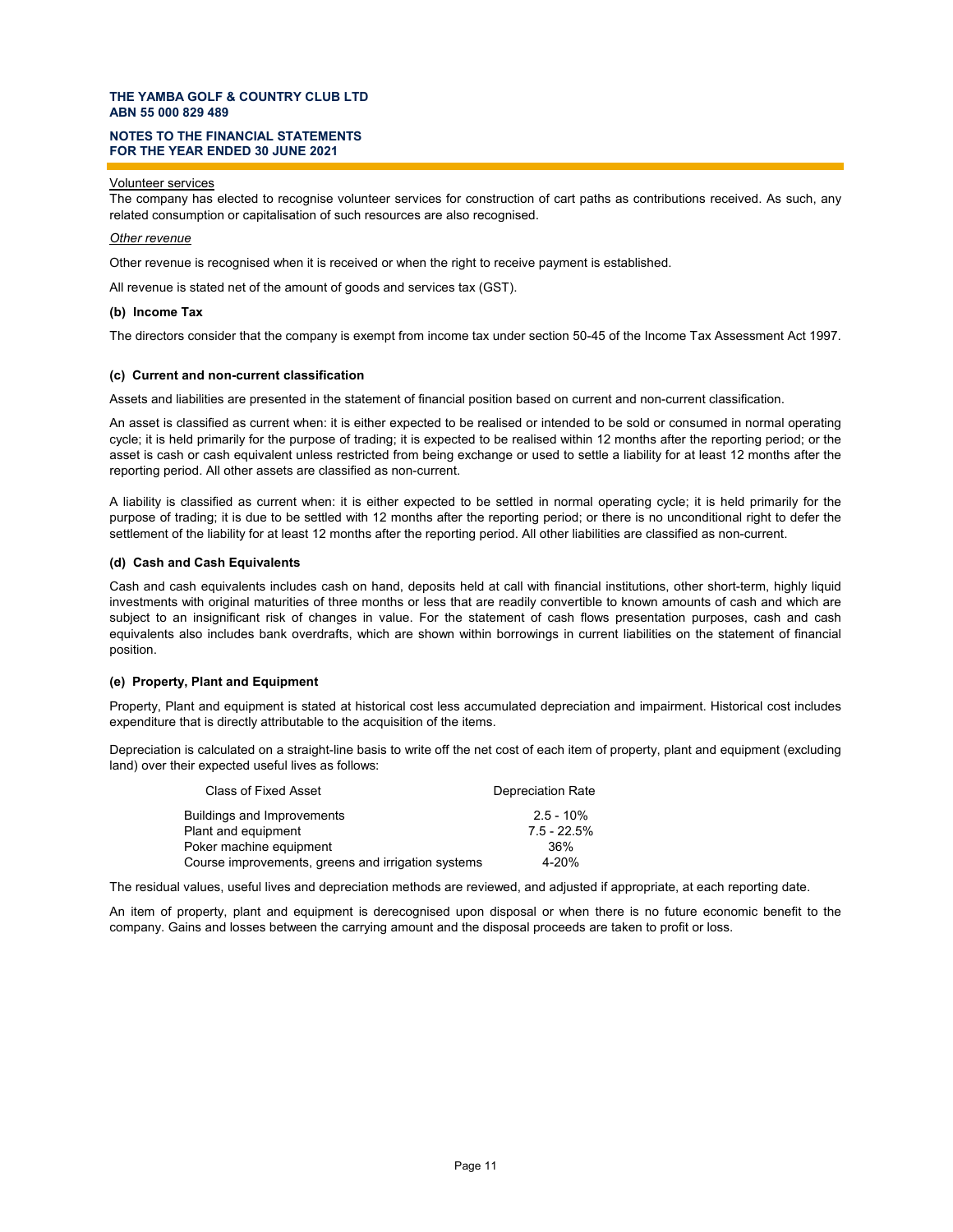Volunteer services

The company has elected to recognise volunteer services for construction of cart paths as contributions received. As such, any related consumption or capitalisation of such resources are also recognised.

*Other revenue*

Other revenue is recognised when it is received or when the right to receive payment is established.

All revenue is stated net of the amount of goods and services tax (GST).

### (b) Income Tax

The directors consider that the company is exempt from income tax under section 50-45 of the Income Tax Assessment Act 1997.

### (c) Current and non-current classification

Assets and liabilities are presented in the statement of financial position based on current and non-current classification.

An asset is classified as current when: it is either expected to be realised or intended to be sold or consumed in normal operating cycle; it is held primarily for the purpose of trading; it is expected to be realised within 12 months after the reporting period; or the asset is cash or cash equivalent unless restricted from being exchange or used to settle a liability for at least 12 months after the reporting period. All other assets are classified as non-current.

A liability is classified as current when: it is either expected to be settled in normal operating cycle; it is held primarily for the purpose of trading; it is due to be settled with 12 months after the reporting period; or there is no unconditional right to defer the settlement of the liability for at least 12 months after the reporting period. All other liabilities are classified as non-current.

### (d) Cash and Cash Equivalents

Cash and cash equivalents includes cash on hand, deposits held at call with financial institutions, other short-term, highly liquid investments with original maturities of three months or less that are readily convertible to known amounts of cash and which are subject to an insignificant risk of changes in value. For the statement of cash flows presentation purposes, cash and cash equivalents also includes bank overdrafts, which are shown within borrowings in current liabilities on the statement of financial position.

### (e) Property, Plant and Equipment

Property, Plant and equipment is stated at historical cost less accumulated depreciation and impairment. Historical cost includes expenditure that is directly attributable to the acquisition of the items.

Depreciation is calculated on a straight-line basis to write off the net cost of each item of property, plant and equipment (excluding land) over their expected useful lives as follows:

| Class of Fixed Asset | Depreciation Rate |
|---|---|
| Buildings and Improvements | 2.5 - 10% |
| Plant and equipment | 7.5 - 22.5% |
| Poker machine equipment | 36% |
| Course improvements, greens and irrigation systems | 4-20% |

The residual values, useful lives and depreciation methods are reviewed, and adjusted if appropriate, at each reporting date.

An item of property, plant and equipment is derecognised upon disposal or when there is no future economic benefit to the company. Gains and losses between the carrying amount and the disposal proceeds are taken to profit or loss.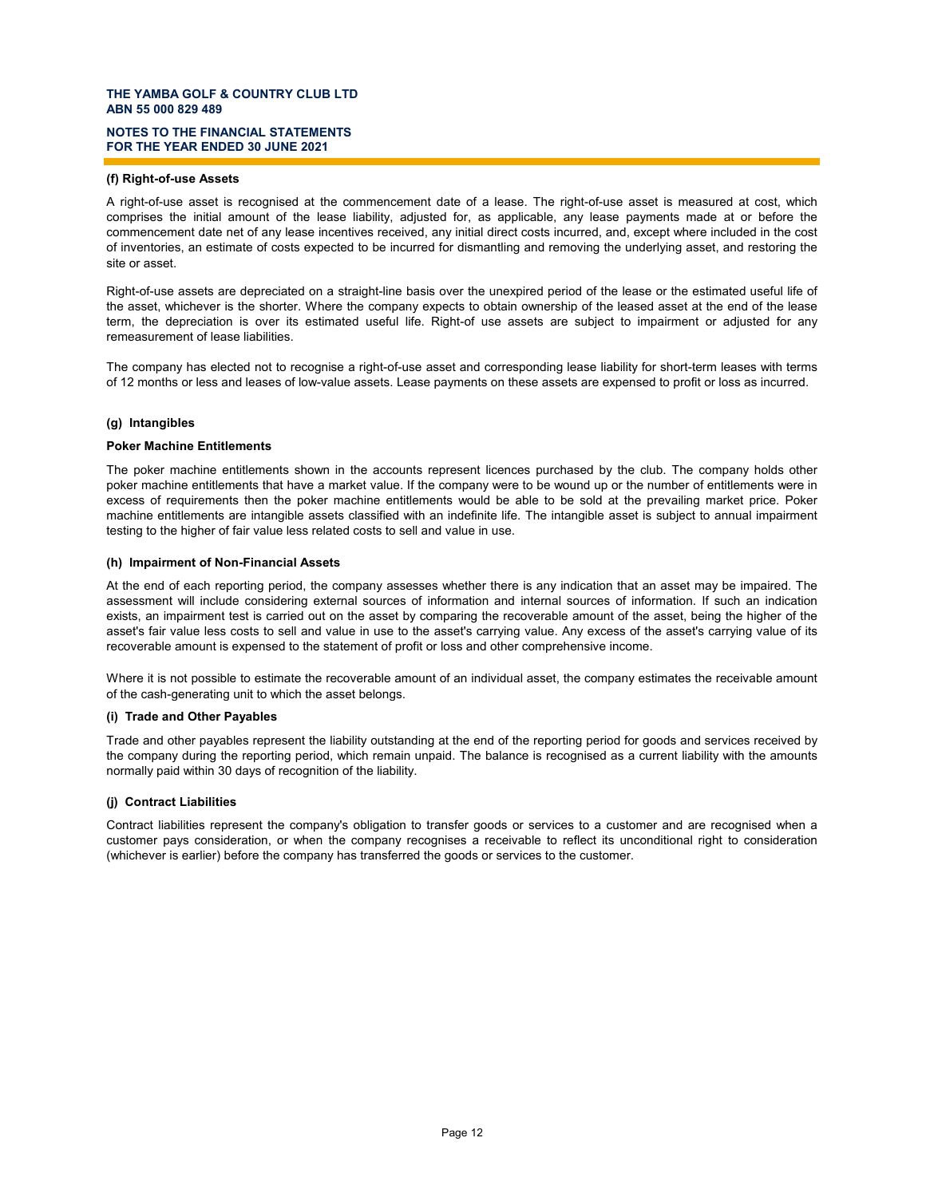#### (f) Right-of-use Assets

A right-of-use asset is recognised at the commencement date of a lease. The right-of-use asset is measured at cost, which comprises the initial amount of the lease liability, adjusted for, as applicable, any lease payments made at or before the commencement date net of any lease incentives received, any initial direct costs incurred, and, except where included in the cost of inventories, an estimate of costs expected to be incurred for dismantling and removing the underlying asset, and restoring the site or asset.

Right-of-use assets are depreciated on a straight-line basis over the unexpired period of the lease or the estimated useful life of the asset, whichever is the shorter. Where the company expects to obtain ownership of the leased asset at the end of the lease term, the depreciation is over its estimated useful life. Right-of use assets are subject to impairment or adjusted for any remeasurement of lease liabilities.

The company has elected not to recognise a right-of-use asset and corresponding lease liability for short-term leases with terms of 12 months or less and leases of low-value assets. Lease payments on these assets are expensed to profit or loss as incurred.

#### (g) Intangibles

**Poker Machine Entitlements**

The poker machine entitlements shown in the accounts represent licences purchased by the club. The company holds other poker machine entitlements that have a market value. If the company were to be wound up or the number of entitlements were in excess of requirements then the poker machine entitlements would be able to be sold at the prevailing market price. Poker machine entitlements are intangible assets classified with an indefinite life. The intangible asset is subject to annual impairment testing to the higher of fair value less related costs to sell and value in use.

#### (h) Impairment of Non-Financial Assets

At the end of each reporting period, the company assesses whether there is any indication that an asset may be impaired. The assessment will include considering external sources of information and internal sources of information. If such an indication exists, an impairment test is carried out on the asset by comparing the recoverable amount of the asset, being the higher of the asset's fair value less costs to sell and value in use to the asset's carrying value. Any excess of the asset's carrying value of its recoverable amount is expensed to the statement of profit or loss and other comprehensive income.

Where it is not possible to estimate the recoverable amount of an individual asset, the company estimates the receivable amount of the cash-generating unit to which the asset belongs.

#### (i) Trade and Other Payables

Trade and other payables represent the liability outstanding at the end of the reporting period for goods and services received by the company during the reporting period, which remain unpaid. The balance is recognised as a current liability with the amounts normally paid within 30 days of recognition of the liability.

#### (j) Contract Liabilities

Contract liabilities represent the company's obligation to transfer goods or services to a customer and are recognised when a customer pays consideration, or when the company recognises a receivable to reflect its unconditional right to consideration (whichever is earlier) before the company has transferred the goods or services to the customer.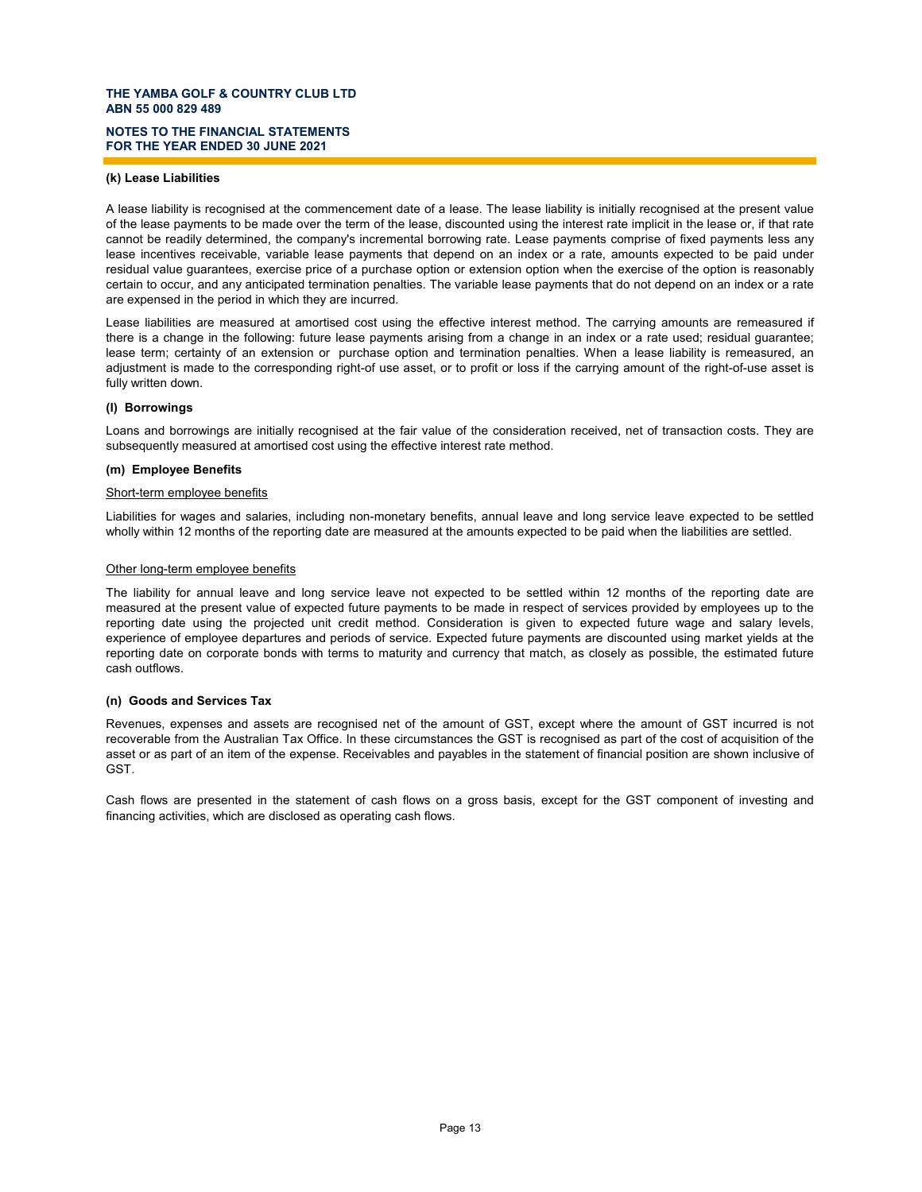#### (k) Lease Liabilities

A lease liability is recognised at the commencement date of a lease. The lease liability is initially recognised at the present value of the lease payments to be made over the term of the lease, discounted using the interest rate implicit in the lease or, if that rate cannot be readily determined, the company's incremental borrowing rate. Lease payments comprise of fixed payments less any lease incentives receivable, variable lease payments that depend on an index or a rate, amounts expected to be paid under residual value guarantees, exercise price of a purchase option or extension option when the exercise of the option is reasonably certain to occur, and any anticipated termination penalties. The variable lease payments that do not depend on an index or a rate are expensed in the period in which they are incurred.

Lease liabilities are measured at amortised cost using the effective interest method. The carrying amounts are remeasured if there is a change in the following: future lease payments arising from a change in an index or a rate used; residual guarantee; lease term; certainty of an extension or purchase option and termination penalties. When a lease liability is remeasured, an adjustment is made to the corresponding right-of use asset, or to profit or loss if the carrying amount of the right-of-use asset is fully written down.

#### (l) Borrowings

Loans and borrowings are initially recognised at the fair value of the consideration received, net of transaction costs. They are subsequently measured at amortised cost using the effective interest rate method.

#### (m) Employee Benefits

Short-term employee benefits

Liabilities for wages and salaries, including non-monetary benefits, annual leave and long service leave expected to be settled wholly within 12 months of the reporting date are measured at the amounts expected to be paid when the liabilities are settled.

Other long-term employee benefits

The liability for annual leave and long service leave not expected to be settled within 12 months of the reporting date are measured at the present value of expected future payments to be made in respect of services provided by employees up to the reporting date using the projected unit credit method. Consideration is given to expected future wage and salary levels, experience of employee departures and periods of service. Expected future payments are discounted using market yields at the reporting date on corporate bonds with terms to maturity and currency that match, as closely as possible, the estimated future cash outflows.

#### (n) Goods and Services Tax

Revenues, expenses and assets are recognised net of the amount of GST, except where the amount of GST incurred is not recoverable from the Australian Tax Office. In these circumstances the GST is recognised as part of the cost of acquisition of the asset or as part of an item of the expense. Receivables and payables in the statement of financial position are shown inclusive of GST.

Cash flows are presented in the statement of cash flows on a gross basis, except for the GST component of investing and financing activities, which are disclosed as operating cash flows.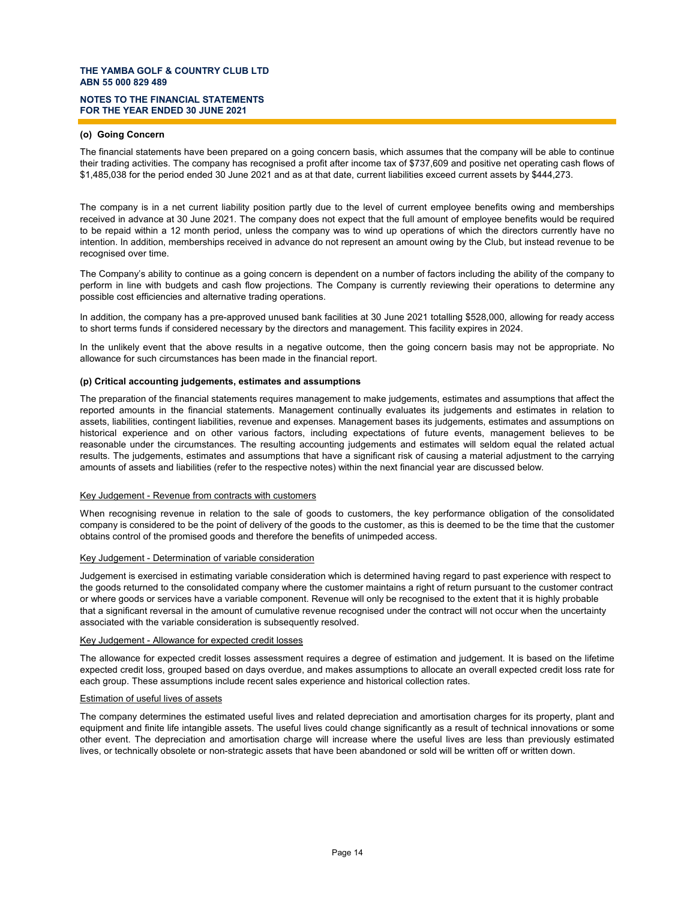### (o) Going Concern

The financial statements have been prepared on a going concern basis, which assumes that the company will be able to continue their trading activities. The company has recognised a profit after income tax of $737,609 and positive net operating cash flows of $1,485,038 for the period ended 30 June 2021 and as at that date, current liabilities exceed current assets by $444,273.

The company is in a net current liability position partly due to the level of current employee benefits owing and memberships received in advance at 30 June 2021. The company does not expect that the full amount of employee benefits would be required to be repaid within a 12 month period, unless the company was to wind up operations of which the directors currently have no intention. In addition, memberships received in advance do not represent an amount owing by the Club, but instead revenue to be recognised over time.

The Company's ability to continue as a going concern is dependent on a number of factors including the ability of the company to perform in line with budgets and cash flow projections. The Company is currently reviewing their operations to determine any possible cost efficiencies and alternative trading operations.

In addition, the company has a pre-approved unused bank facilities at 30 June 2021 totalling $528,000, allowing for ready access to short terms funds if considered necessary by the directors and management. This facility expires in 2024.

In the unlikely event that the above results in a negative outcome, then the going concern basis may not be appropriate. No allowance for such circumstances has been made in the financial report.

### (p) Critical accounting judgements, estimates and assumptions

The preparation of the financial statements requires management to make judgements, estimates and assumptions that affect the reported amounts in the financial statements. Management continually evaluates its judgements and estimates in relation to assets, liabilities, contingent liabilities, revenue and expenses. Management bases its judgements, estimates and assumptions on historical experience and on other various factors, including expectations of future events, management believes to be reasonable under the circumstances. The resulting accounting judgements and estimates will seldom equal the related actual results. The judgements, estimates and assumptions that have a significant risk of causing a material adjustment to the carrying amounts of assets and liabilities (refer to the respective notes) within the next financial year are discussed below.

Key Judgement - Revenue from contracts with customers

When recognising revenue in relation to the sale of goods to customers, the key performance obligation of the consolidated company is considered to be the point of delivery of the goods to the customer, as this is deemed to be the time that the customer obtains control of the promised goods and therefore the benefits of unimpeded access.

Key Judgement - Determination of variable consideration

Judgement is exercised in estimating variable consideration which is determined having regard to past experience with respect to the goods returned to the consolidated company where the customer maintains a right of return pursuant to the customer contract or where goods or services have a variable component. Revenue will only be recognised to the extent that it is highly probable that a significant reversal in the amount of cumulative revenue recognised under the contract will not occur when the uncertainty associated with the variable consideration is subsequently resolved.

Key Judgement - Allowance for expected credit losses

The allowance for expected credit losses assessment requires a degree of estimation and judgement. It is based on the lifetime expected credit loss, grouped based on days overdue, and makes assumptions to allocate an overall expected credit loss rate for each group. These assumptions include recent sales experience and historical collection rates.

Estimation of useful lives of assets

The company determines the estimated useful lives and related depreciation and amortisation charges for its property, plant and equipment and finite life intangible assets. The useful lives could change significantly as a result of technical innovations or some other event. The depreciation and amortisation charge will increase where the useful lives are less than previously estimated lives, or technically obsolete or non-strategic assets that have been abandoned or sold will be written off or written down.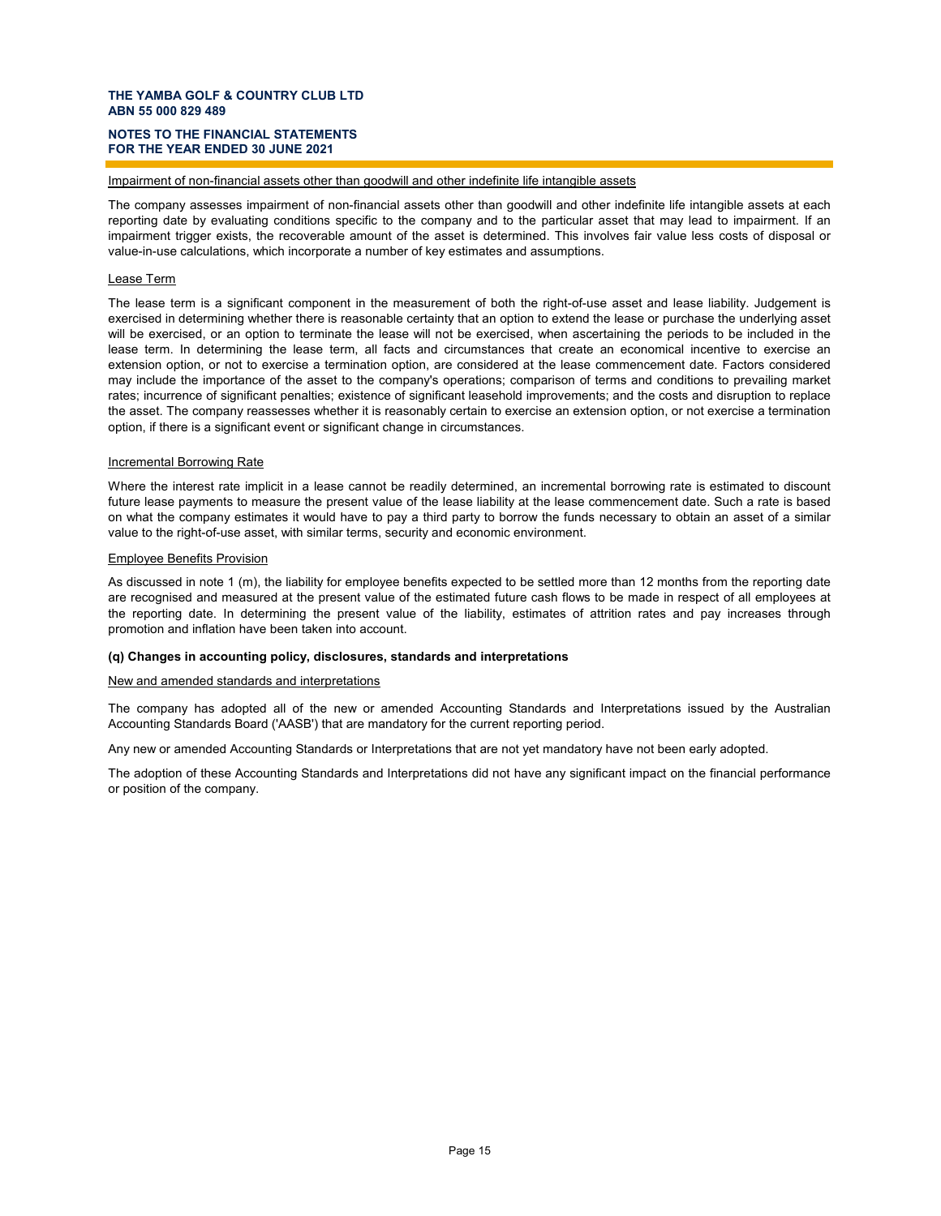Impairment of non-financial assets other than goodwill and other indefinite life intangible assets

The company assesses impairment of non-financial assets other than goodwill and other indefinite life intangible assets at each reporting date by evaluating conditions specific to the company and to the particular asset that may lead to impairment. If an impairment trigger exists, the recoverable amount of the asset is determined. This involves fair value less costs of disposal or value-in-use calculations, which incorporate a number of key estimates and assumptions.

Lease Term

The lease term is a significant component in the measurement of both the right-of-use asset and lease liability. Judgement is exercised in determining whether there is reasonable certainty that an option to extend the lease or purchase the underlying asset will be exercised, or an option to terminate the lease will not be exercised, when ascertaining the periods to be included in the lease term. In determining the lease term, all facts and circumstances that create an economical incentive to exercise an extension option, or not to exercise a termination option, are considered at the lease commencement date. Factors considered may include the importance of the asset to the company's operations; comparison of terms and conditions to prevailing market rates; incurrence of significant penalties; existence of significant leasehold improvements; and the costs and disruption to replace the asset. The company reassesses whether it is reasonably certain to exercise an extension option, or not exercise a termination option, if there is a significant event or significant change in circumstances.

Incremental Borrowing Rate

Where the interest rate implicit in a lease cannot be readily determined, an incremental borrowing rate is estimated to discount future lease payments to measure the present value of the lease liability at the lease commencement date. Such a rate is based on what the company estimates it would have to pay a third party to borrow the funds necessary to obtain an asset of a similar value to the right-of-use asset, with similar terms, security and economic environment.

Employee Benefits Provision

As discussed in note 1 (m), the liability for employee benefits expected to be settled more than 12 months from the reporting date are recognised and measured at the present value of the estimated future cash flows to be made in respect of all employees at the reporting date. In determining the present value of the liability, estimates of attrition rates and pay increases through promotion and inflation have been taken into account.

**(q) Changes in accounting policy, disclosures, standards and interpretations**

New and amended standards and interpretations

The company has adopted all of the new or amended Accounting Standards and Interpretations issued by the Australian Accounting Standards Board ('AASB') that are mandatory for the current reporting period.

Any new or amended Accounting Standards or Interpretations that are not yet mandatory have not been early adopted.

The adoption of these Accounting Standards and Interpretations did not have any significant impact on the financial performance or position of the company.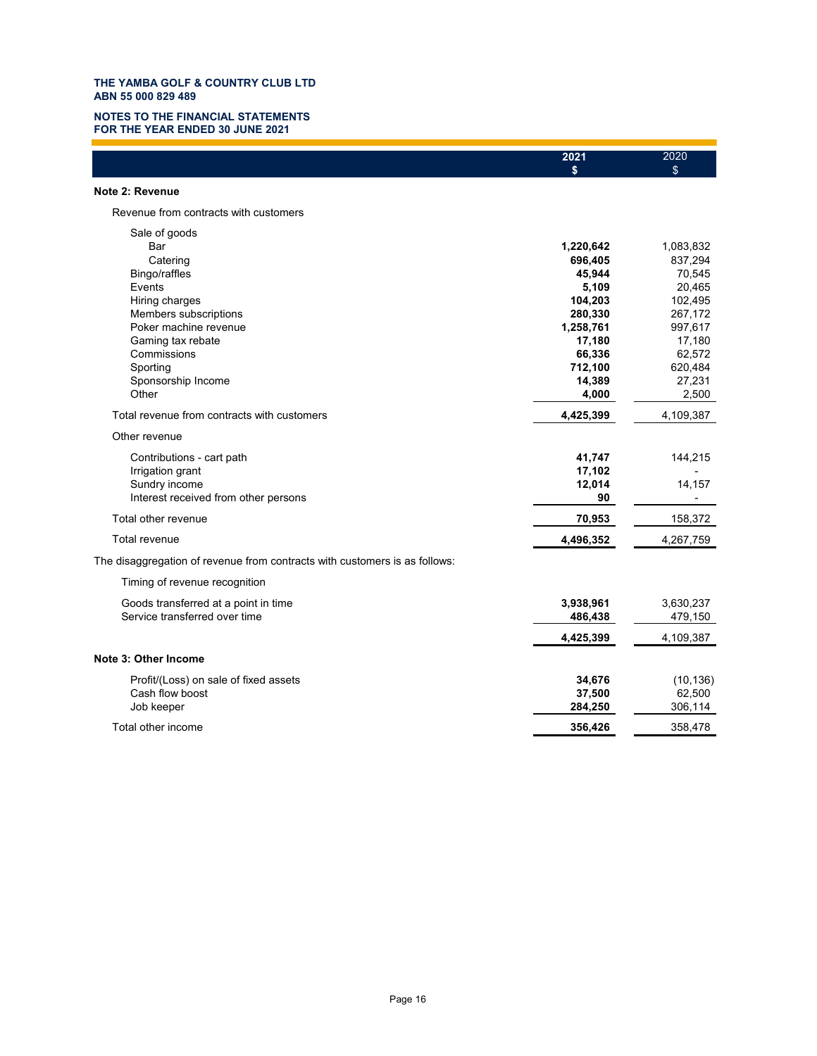**THE YAMBA GOLF & COUNTRY CLUB LTD**
**ABN 55 000 829 489**

**NOTES TO THE FINANCIAL STATEMENTS**
**FOR THE YEAR ENDED 30 JUNE 2021**

| | 2021 $ | 2020 $ |
|---|---|---|
| **Note 2: Revenue** | | |
| Revenue from contracts with customers | | |
| Sale of goods | | |
| Bar | **1,220,642** | 1,083,832 |
| Catering | **696,405** | 837,294 |
| Bingo/raffles | **45,944** | 70,545 |
| Events | **5,109** | 20,465 |
| Hiring charges | **104,203** | 102,495 |
| Members subscriptions | **280,330** | 267,172 |
| Poker machine revenue | **1,258,761** | 997,617 |
| Gaming tax rebate | **17,180** | 17,180 |
| Commissions | **66,336** | 62,572 |
| Sporting | **712,100** | 620,484 |
| Sponsorship Income | **14,389** | 27,231 |
| Other | **4,000** | 2,500 |
| Total revenue from contracts with customers | **4,425,399** | 4,109,387 |
| Other revenue | | |
| Contributions - cart path | **41,747** | 144,215 |
| Irrigation grant | **17,102** | - |
| Sundry income | **12,014** | 14,157 |
| Interest received from other persons | **90** | - |
| Total other revenue | **70,953** | 158,372 |
| Total revenue | **4,496,352** | 4,267,759 |

The disaggregation of revenue from contracts with customers is as follows:

| | 2021 $ | 2020 $ |
|---|---|---|
| Timing of revenue recognition | | |
| Goods transferred at a point in time | **3,938,961** | 3,630,237 |
| Service transferred over time | **486,438** | 479,150 |
| | **4,425,399** | 4,109,387 |

| | 2021 $ | 2020 $ |
|---|---|---|
| **Note 3: Other Income** | | |
| Profit/(Loss) on sale of fixed assets | **34,676** | (10,136) |
| Cash flow boost | **37,500** | 62,500 |
| Job keeper | **284,250** | 306,114 |
| Total other income | **356,426** | 358,478 |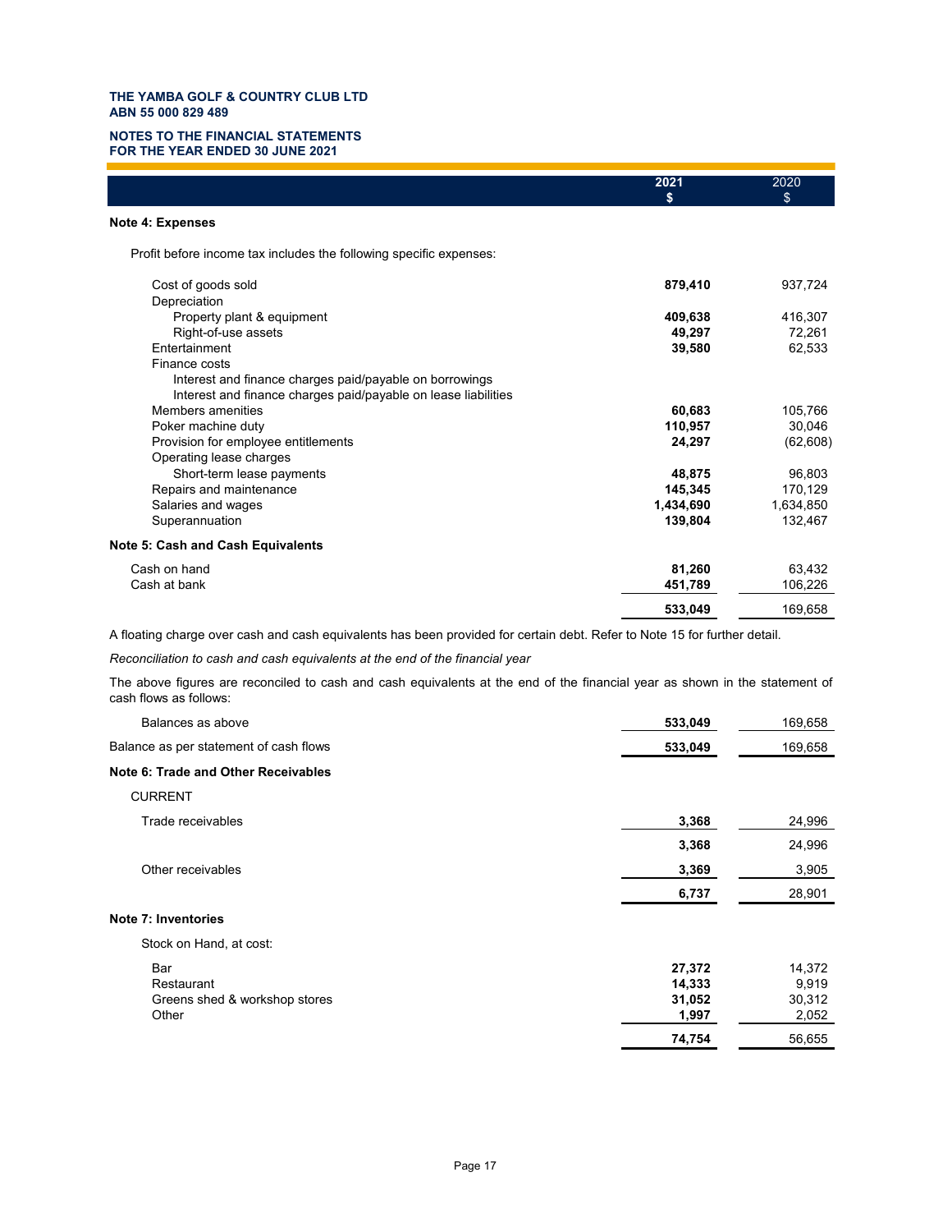# THE YAMBA GOLF & COUNTRY CLUB LTD
ABN 55 000 829 489

## NOTES TO THE FINANCIAL STATEMENTS
FOR THE YEAR ENDED 30 JUNE 2021

| | 2021<br>$ | 2020<br>$ |
|---|---|---|
| **Note 4: Expenses** | | |
| Profit before income tax includes the following specific expenses: | | |
| Cost of goods sold | **879,410** | 937,724 |
| Depreciation | | |
| Property plant & equipment | **409,638** | 416,307 |
| Right-of-use assets | **49,297** | 72,261 |
| Entertainment | **39,580** | 62,533 |
| Finance costs | | |
| Interest and finance charges paid/payable on borrowings | | |
| Interest and finance charges paid/payable on lease liabilities | | |
| Members amenities | **60,683** | 105,766 |
| Poker machine duty | **110,957** | 30,046 |
| Provision for employee entitlements | **24,297** | (62,608) |
| Operating lease charges | | |
| Short-term lease payments | **48,875** | 96,803 |
| Repairs and maintenance | **145,345** | 170,129 |
| Salaries and wages | **1,434,690** | 1,634,850 |
| Superannuation | **139,804** | 132,467 |

### Note 5: Cash and Cash Equivalents

| | 2021 | 2020 |
|---|---|---|
| Cash on hand | **81,260** | 63,432 |
| Cash at bank | **451,789** | 106,226 |
| | **533,049** | 169,658 |

A floating charge over cash and cash equivalents has been provided for certain debt. Refer to Note 15 for further detail.

*Reconciliation to cash and cash equivalents at the end of the financial year*

The above figures are reconciled to cash and cash equivalents at the end of the financial year as shown in the statement of cash flows as follows:

| | 2021 | 2020 |
|---|---|---|
| Balances as above | **533,049** | 169,658 |
| Balance as per statement of cash flows | **533,049** | 169,658 |

### Note 6: Trade and Other Receivables

| | 2021 | 2020 |
|---|---|---|
| CURRENT | | |
| Trade receivables | **3,368** | 24,996 |
| | **3,368** | 24,996 |
| Other receivables | **3,369** | 3,905 |
| | **6,737** | 28,901 |

### Note 7: Inventories

| | 2021 | 2020 |
|---|---|---|
| Stock on Hand, at cost: | | |
| Bar | **27,372** | 14,372 |
| Restaurant | **14,333** | 9,919 |
| Greens shed & workshop stores | **31,052** | 30,312 |
| Other | **1,997** | 2,052 |
| | **74,754** | 56,655 |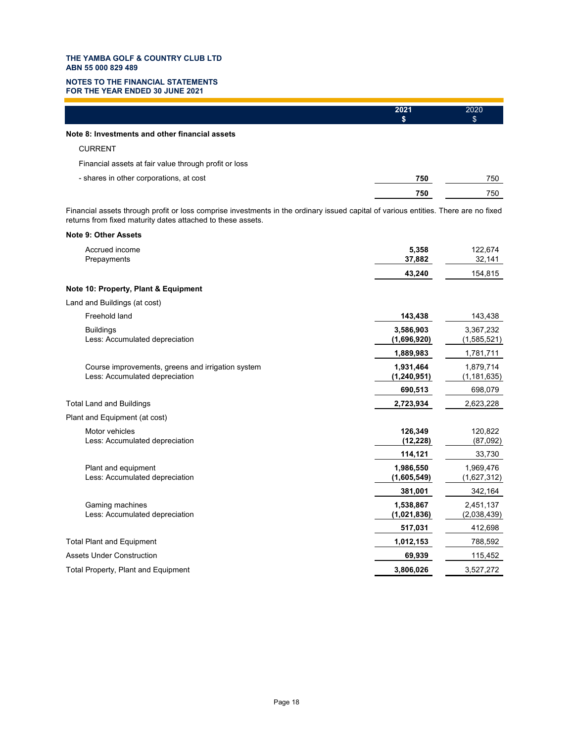THE YAMBA GOLF & COUNTRY CLUB LTD
ABN 55 000 829 489

NOTES TO THE FINANCIAL STATEMENTS
FOR THE YEAR ENDED 30 JUNE 2021

| | 2021 $ | 2020 $ |
|---|---|---|
| **Note 8: Investments and other financial assets** | | |
| CURRENT | | |
| Financial assets at fair value through profit or loss | | |
| - shares in other corporations, at cost | **750** | 750 |
| | **750** | 750 |

Financial assets through profit or loss comprise investments in the ordinary issued capital of various entities. There are no fixed returns from fixed maturity dates attached to these assets.

| | 2021 $ | 2020 $ |
|---|---|---|
| **Note 9: Other Assets** | | |
| Accrued income | **5,358** | 122,674 |
| Prepayments | **37,882** | 32,141 |
| | **43,240** | 154,815 |

| | 2021 $ | 2020 $ |
|---|---|---|
| **Note 10: Property, Plant & Equipment** | | |
| Land and Buildings (at cost) | | |
| Freehold land | **143,438** | 143,438 |
| Buildings | **3,586,903** | 3,367,232 |
| Less: Accumulated depreciation | **(1,696,920)** | (1,585,521) |
| | **1,889,983** | 1,781,711 |
| Course improvements, greens and irrigation system | **1,931,464** | 1,879,714 |
| Less: Accumulated depreciation | **(1,240,951)** | (1,181,635) |
| | **690,513** | 698,079 |
| Total Land and Buildings | **2,723,934** | 2,623,228 |
| Plant and Equipment (at cost) | | |
| Motor vehicles | **126,349** | 120,822 |
| Less: Accumulated depreciation | **(12,228)** | (87,092) |
| | **114,121** | 33,730 |
| Plant and equipment | **1,986,550** | 1,969,476 |
| Less: Accumulated depreciation | **(1,605,549)** | (1,627,312) |
| | **381,001** | 342,164 |
| Gaming machines | **1,538,867** | 2,451,137 |
| Less: Accumulated depreciation | **(1,021,836)** | (2,038,439) |
| | **517,031** | 412,698 |
| Total Plant and Equipment | **1,012,153** | 788,592 |
| Assets Under Construction | **69,939** | 115,452 |
| Total Property, Plant and Equipment | **3,806,026** | 3,527,272 |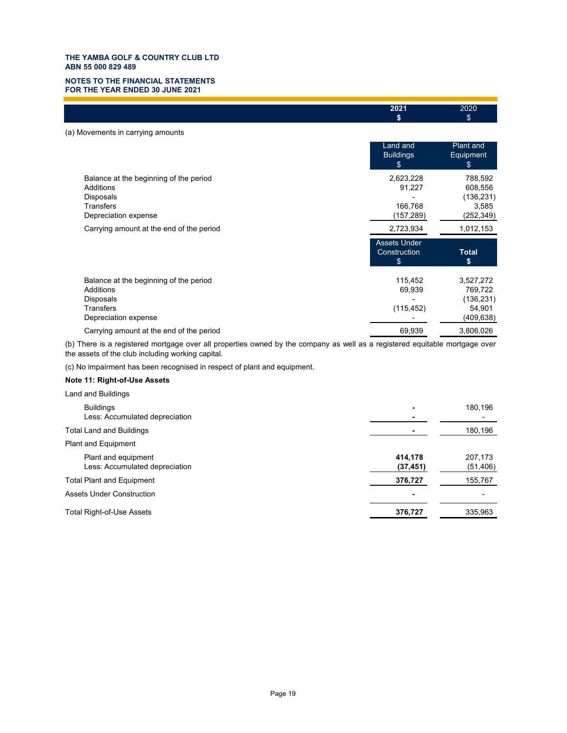| | 2021 $ | 2020 $ |
|---|---|---|

(a) Movements in carrying amounts

| | Land and Buildings $ | Plant and Equipment $ |
|---|---|---|
| Balance at the beginning of the period | 2,623,228 | 788,592 |
| Additions | 91,227 | 608,556 |
| Disposals | - | (136,231) |
| Transfers | 166,768 | 3,585 |
| Depreciation expense | (157,289) | (252,349) |
| Carrying amount at the end of the period | 2,723,934 | 1,012,153 |

| | Assets Under Construction $ | Total $ |
|---|---|---|
| Balance at the beginning of the period | 115,452 | 3,527,272 |
| Additions | 69,939 | 769,722 |
| Disposals | - | (136,231) |
| Transfers | (115,452) | 54,901 |
| Depreciation expense | - | (409,638) |
| Carrying amount at the end of the period | 69,939 | 3,806,026 |

(b) There is a registered mortgage over all properties owned by the company as well as a registered equitable mortgage over the assets of the club including working capital.

(c) No impairment has been recognised in respect of plant and equipment.

**Note 11: Right-of-Use Assets**

| | 2021 $ | 2020 $ |
|---|---|---|
| Land and Buildings | | |
| Buildings | **-** | 180,196 |
| Less: Accumulated depreciation | **-** | - |
| Total Land and Buildings | **-** | 180,196 |
| Plant and Equipment | | |
| Plant and equipment | **414,178** | 207,173 |
| Less: Accumulated depreciation | **(37,451)** | (51,406) |
| Total Plant and Equipment | **376,727** | 155,767 |
| Assets Under Construction | **-** | - |
| Total Right-of-Use Assets | **376,727** | 335,963 |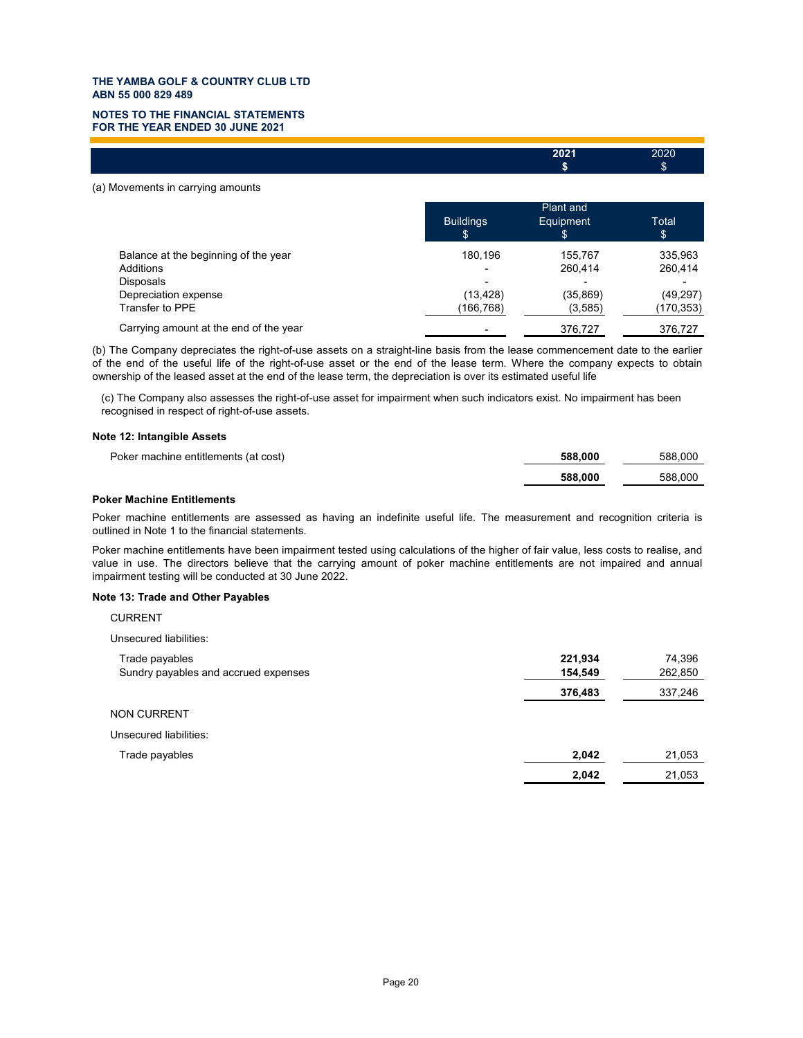| | 2021 $ | 2020 $ |
|---|---|---|

(a) Movements in carrying amounts

| | Buildings $ | Plant and Equipment $ | Total $ |
|---|---|---|---|
| Balance at the beginning of the year | 180,196 | 155,767 | 335,963 |
| Additions | - | 260,414 | 260,414 |
| Disposals | - | - | - |
| Depreciation expense | (13,428) | (35,869) | (49,297) |
| Transfer to PPE | (166,768) | (3,585) | (170,353) |
| Carrying amount at the end of the year | - | 376,727 | 376,727 |

(b) The Company depreciates the right-of-use assets on a straight-line basis from the lease commencement date to the earlier of the end of the useful life of the right-of-use asset or the end of the lease term. Where the company expects to obtain ownership of the leased asset at the end of the lease term, the depreciation is over its estimated useful life

(c) The Company also assesses the right-of-use asset for impairment when such indicators exist. No impairment has been recognised in respect of right-of-use assets.

**Note 12: Intangible Assets**

| | 2021 $ | 2020 $ |
|---|---|---|
| Poker machine entitlements (at cost) | **588,000** | 588,000 |
| | **588,000** | 588,000 |

**Poker Machine Entitlements**

Poker machine entitlements are assessed as having an indefinite useful life. The measurement and recognition criteria is outlined in Note 1 to the financial statements.

Poker machine entitlements have been impairment tested using calculations of the higher of fair value, less costs to realise, and value in use. The directors believe that the carrying amount of poker machine entitlements are not impaired and annual impairment testing will be conducted at 30 June 2022.

**Note 13: Trade and Other Payables**

| | 2021 $ | 2020 $ |
|---|---|---|
| CURRENT | | |
| Unsecured liabilities: | | |
| Trade payables | **221,934** | 74,396 |
| Sundry payables and accrued expenses | **154,549** | 262,850 |
| | **376,483** | 337,246 |
| NON CURRENT | | |
| Unsecured liabilities: | | |
| Trade payables | **2,042** | 21,053 |
| | **2,042** | 21,053 |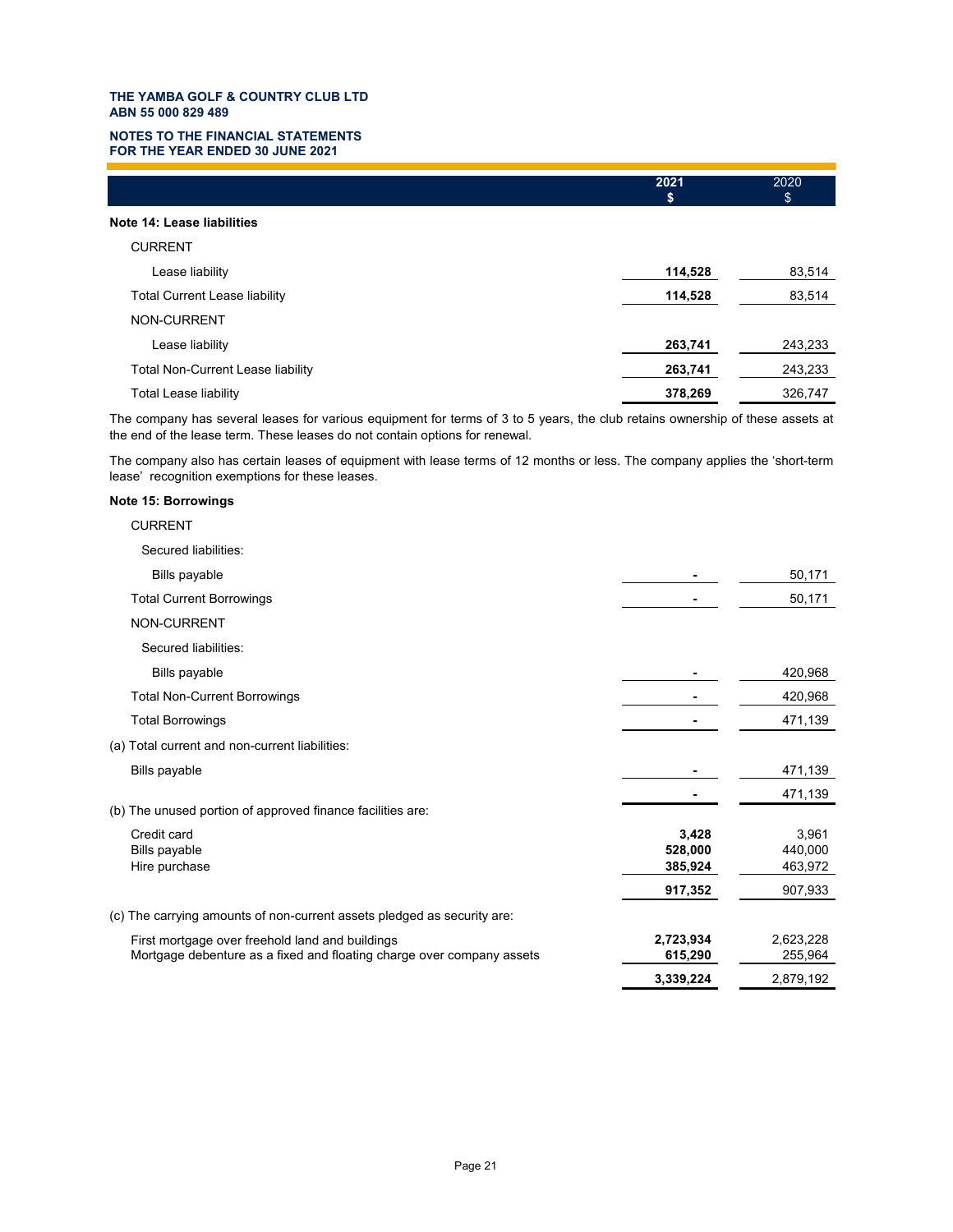**THE YAMBA GOLF & COUNTRY CLUB LTD**
**ABN 55 000 829 489**

**NOTES TO THE FINANCIAL STATEMENTS**
**FOR THE YEAR ENDED 30 JUNE 2021**

| | 2021 $ | 2020 $ |
|---|---|---|
| **Note 14: Lease liabilities** | | |
| CURRENT | | |
| Lease liability | **114,528** | 83,514 |
| Total Current Lease liability | **114,528** | 83,514 |
| NON-CURRENT | | |
| Lease liability | **263,741** | 243,233 |
| Total Non-Current Lease liability | **263,741** | 243,233 |
| Total Lease liability | **378,269** | 326,747 |

The company has several leases for various equipment for terms of 3 to 5 years, the club retains ownership of these assets at the end of the lease term. These leases do not contain options for renewal.

The company also has certain leases of equipment with lease terms of 12 months or less. The company applies the 'short-term lease' recognition exemptions for these leases.

**Note 15: Borrowings**

| | 2021 $ | 2020 $ |
|---|---|---|
| CURRENT | | |
| Secured liabilities: | | |
| Bills payable | **-** | 50,171 |
| Total Current Borrowings | **-** | 50,171 |
| NON-CURRENT | | |
| Secured liabilities: | | |
| Bills payable | **-** | 420,968 |
| Total Non-Current Borrowings | **-** | 420,968 |
| Total Borrowings | **-** | 471,139 |
| (a) Total current and non-current liabilities: | | |
| Bills payable | **-** | 471,139 |
| | **-** | 471,139 |
| (b) The unused portion of approved finance facilities are: | | |
| Credit card | **3,428** | 3,961 |
| Bills payable | **528,000** | 440,000 |
| Hire purchase | **385,924** | 463,972 |
| | **917,352** | 907,933 |
| (c) The carrying amounts of non-current assets pledged as security are: | | |
| First mortgage over freehold land and buildings | **2,723,934** | 2,623,228 |
| Mortgage debenture as a fixed and floating charge over company assets | **615,290** | 255,964 |
| | **3,339,224** | 2,879,192 |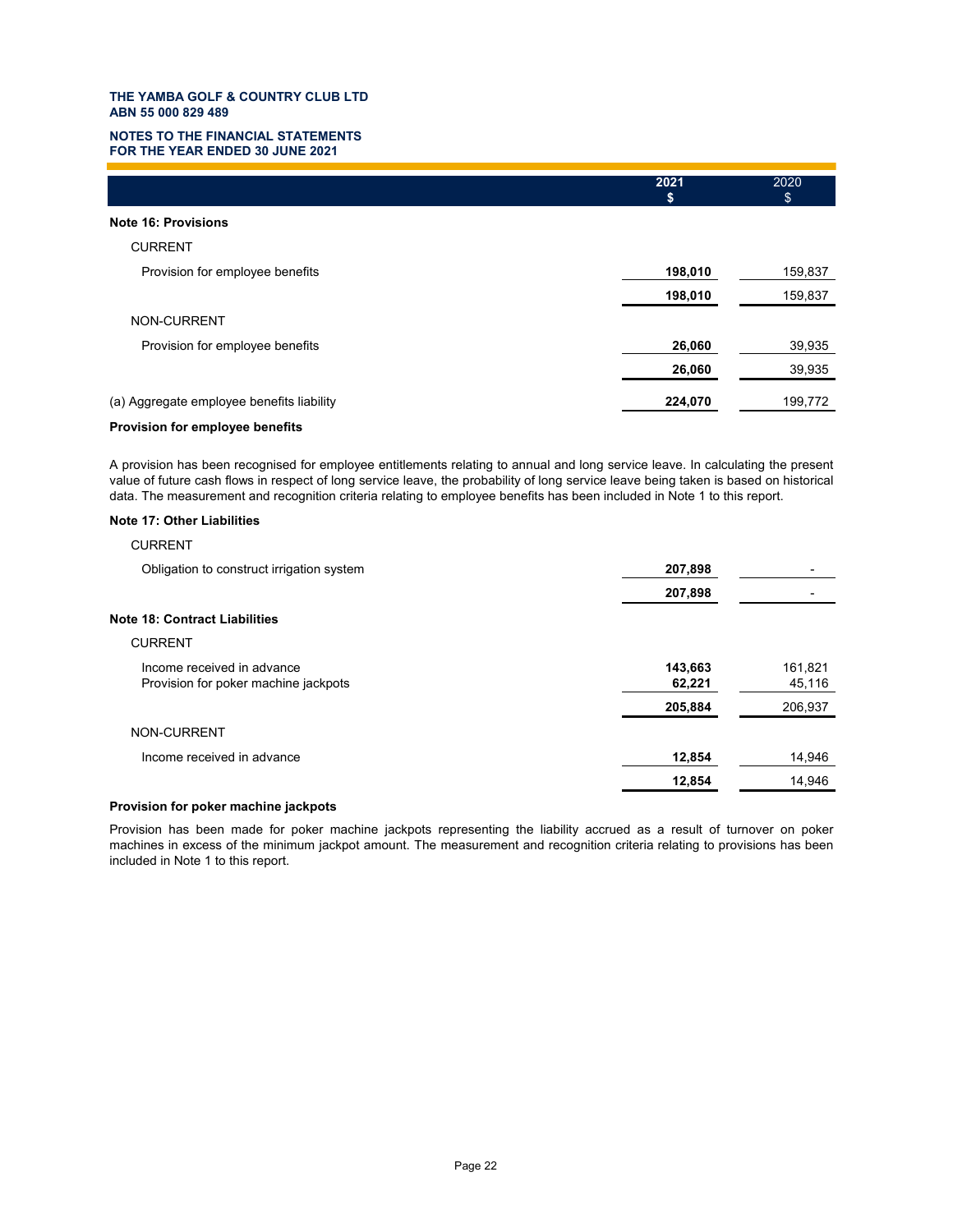THE YAMBA GOLF & COUNTRY CLUB LTD
ABN 55 000 829 489

NOTES TO THE FINANCIAL STATEMENTS
FOR THE YEAR ENDED 30 JUNE 2021

| | 2021 $ | 2020 $ |
|---|---|---|
| **Note 16: Provisions** | | |
| CURRENT | | |
| Provision for employee benefits | **198,010** | 159,837 |
| | **198,010** | 159,837 |
| NON-CURRENT | | |
| Provision for employee benefits | **26,060** | 39,935 |
| | **26,060** | 39,935 |
| (a) Aggregate employee benefits liability | **224,070** | 199,772 |

**Provision for employee benefits**

A provision has been recognised for employee entitlements relating to annual and long service leave. In calculating the present value of future cash flows in respect of long service leave, the probability of long service leave being taken is based on historical data. The measurement and recognition criteria relating to employee benefits has been included in Note 1 to this report.

| | 2021 $ | 2020 $ |
|---|---|---|
| **Note 17: Other Liabilities** | | |
| CURRENT | | |
| Obligation to construct irrigation system | **207,898** | - |
| | **207,898** | - |
| **Note 18: Contract Liabilities** | | |
| CURRENT | | |
| Income received in advance | **143,663** | 161,821 |
| Provision for poker machine jackpots | **62,221** | 45,116 |
| | **205,884** | 206,937 |
| NON-CURRENT | | |
| Income received in advance | **12,854** | 14,946 |
| | **12,854** | 14,946 |

**Provision for poker machine jackpots**

Provision has been made for poker machine jackpots representing the liability accrued as a result of turnover on poker machines in excess of the minimum jackpot amount. The measurement and recognition criteria relating to provisions has been included in Note 1 to this report.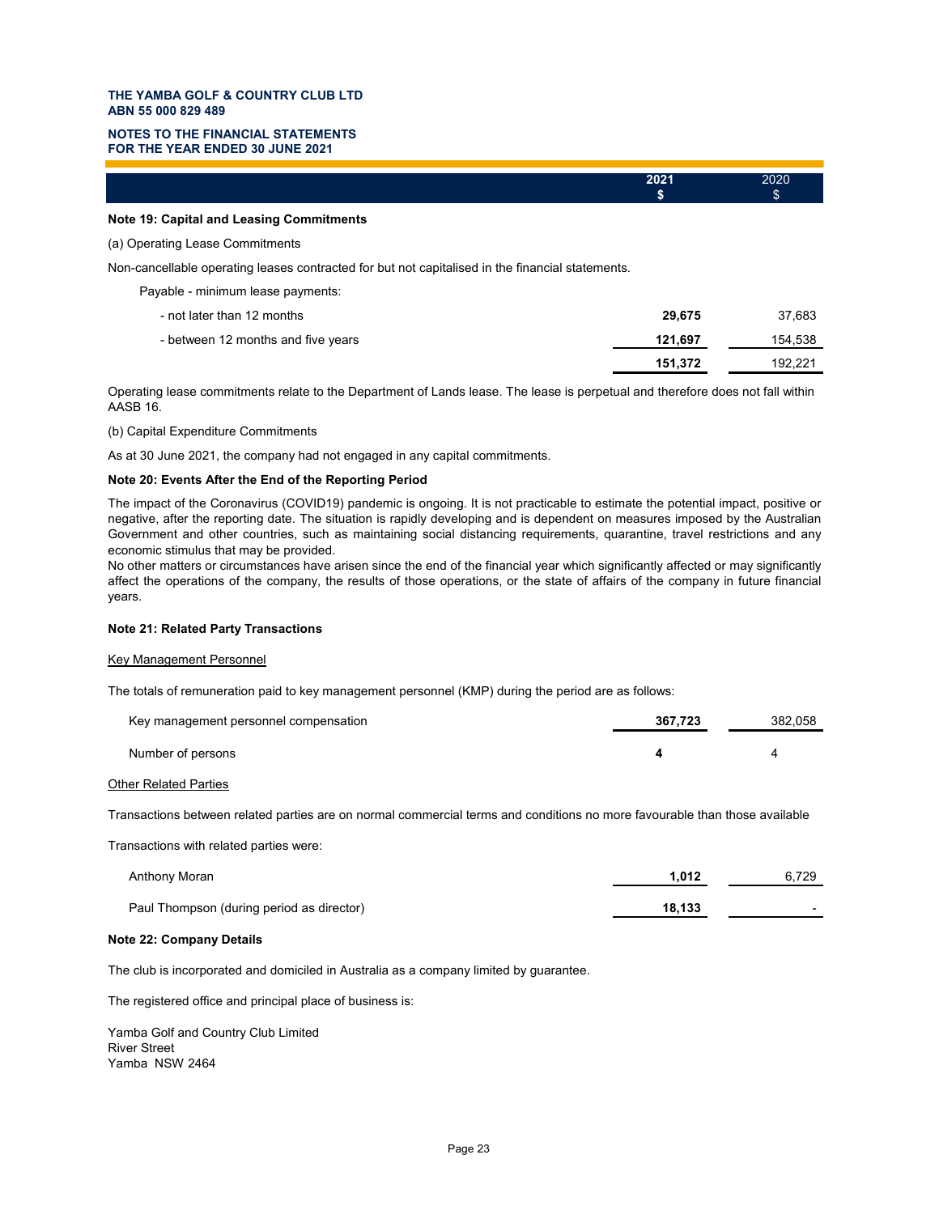**THE YAMBA GOLF & COUNTRY CLUB LTD**
**ABN 55 000 829 489**

**NOTES TO THE FINANCIAL STATEMENTS**
**FOR THE YEAR ENDED 30 JUNE 2021**

| | 2021 $ | 2020 $ |
|---|---|---|

**Note 19: Capital and Leasing Commitments**

(a) Operating Lease Commitments

Non-cancellable operating leases contracted for but not capitalised in the financial statements.

| | 2021 $ | 2020 $ |
|---|---|---|
| Payable - minimum lease payments: | | |
| - not later than 12 months | **29,675** | 37,683 |
| - between 12 months and five years | **121,697** | 154,538 |
| | **151,372** | 192,221 |

Operating lease commitments relate to the Department of Lands lease. The lease is perpetual and therefore does not fall within AASB 16.

(b) Capital Expenditure Commitments

As at 30 June 2021, the company had not engaged in any capital commitments.

**Note 20: Events After the End of the Reporting Period**

The impact of the Coronavirus (COVID19) pandemic is ongoing. It is not practicable to estimate the potential impact, positive or negative, after the reporting date. The situation is rapidly developing and is dependent on measures imposed by the Australian Government and other countries, such as maintaining social distancing requirements, quarantine, travel restrictions and any economic stimulus that may be provided.
No other matters or circumstances have arisen since the end of the financial year which significantly affected or may significantly affect the operations of the company, the results of those operations, or the state of affairs of the company in future financial years.

**Note 21: Related Party Transactions**

Key Management Personnel

The totals of remuneration paid to key management personnel (KMP) during the period are as follows:

| | 2021 $ | 2020 $ |
|---|---|---|
| Key management personnel compensation | **367,723** | 382,058 |
| Number of persons | **4** | 4 |

Other Related Parties

Transactions between related parties are on normal commercial terms and conditions no more favourable than those available

Transactions with related parties were:

| | 2021 $ | 2020 $ |
|---|---|---|
| Anthony Moran | **1,012** | 6,729 |
| Paul Thompson (during period as director) | **18,133** | - |

**Note 22: Company Details**

The club is incorporated and domiciled in Australia as a company limited by guarantee.

The registered office and principal place of business is:

Yamba Golf and Country Club Limited
River Street
Yamba NSW 2464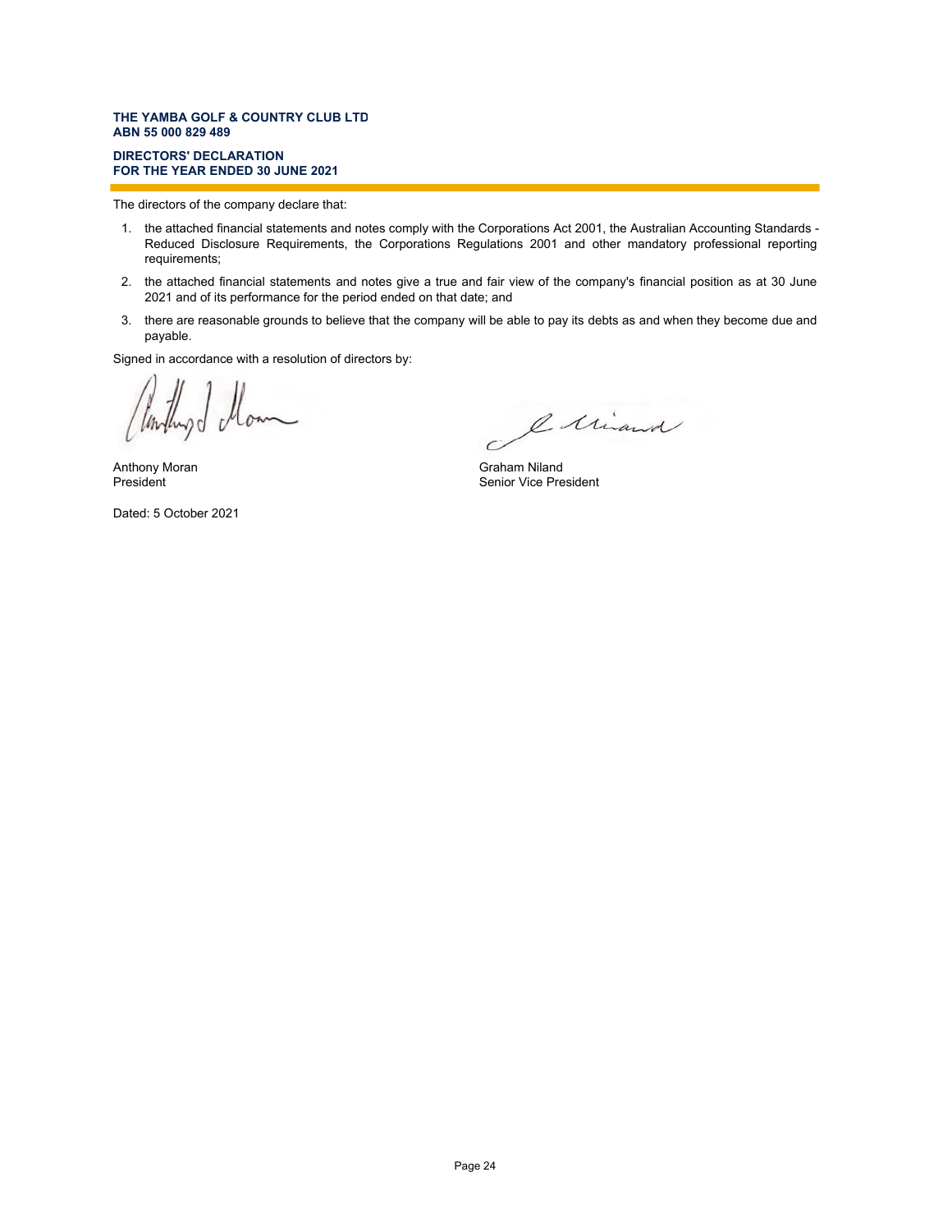**THE YAMBA GOLF & COUNTRY CLUB LTD**
**ABN 55 000 829 489**

**DIRECTORS' DECLARATION**
**FOR THE YEAR ENDED 30 JUNE 2021**

The directors of the company declare that:

1. the attached financial statements and notes comply with the Corporations Act 2001, the Australian Accounting Standards - Reduced Disclosure Requirements, the Corporations Regulations 2001 and other mandatory professional reporting requirements;
2. the attached financial statements and notes give a true and fair view of the company's financial position as at 30 June 2021 and of its performance for the period ended on that date; and
3. there are reasonable grounds to believe that the company will be able to pay its debts as and when they become due and payable.

Signed in accordance with a resolution of directors by:

Anthony Moran
President

Graham Niland
Senior Vice President

Dated: 5 October 2021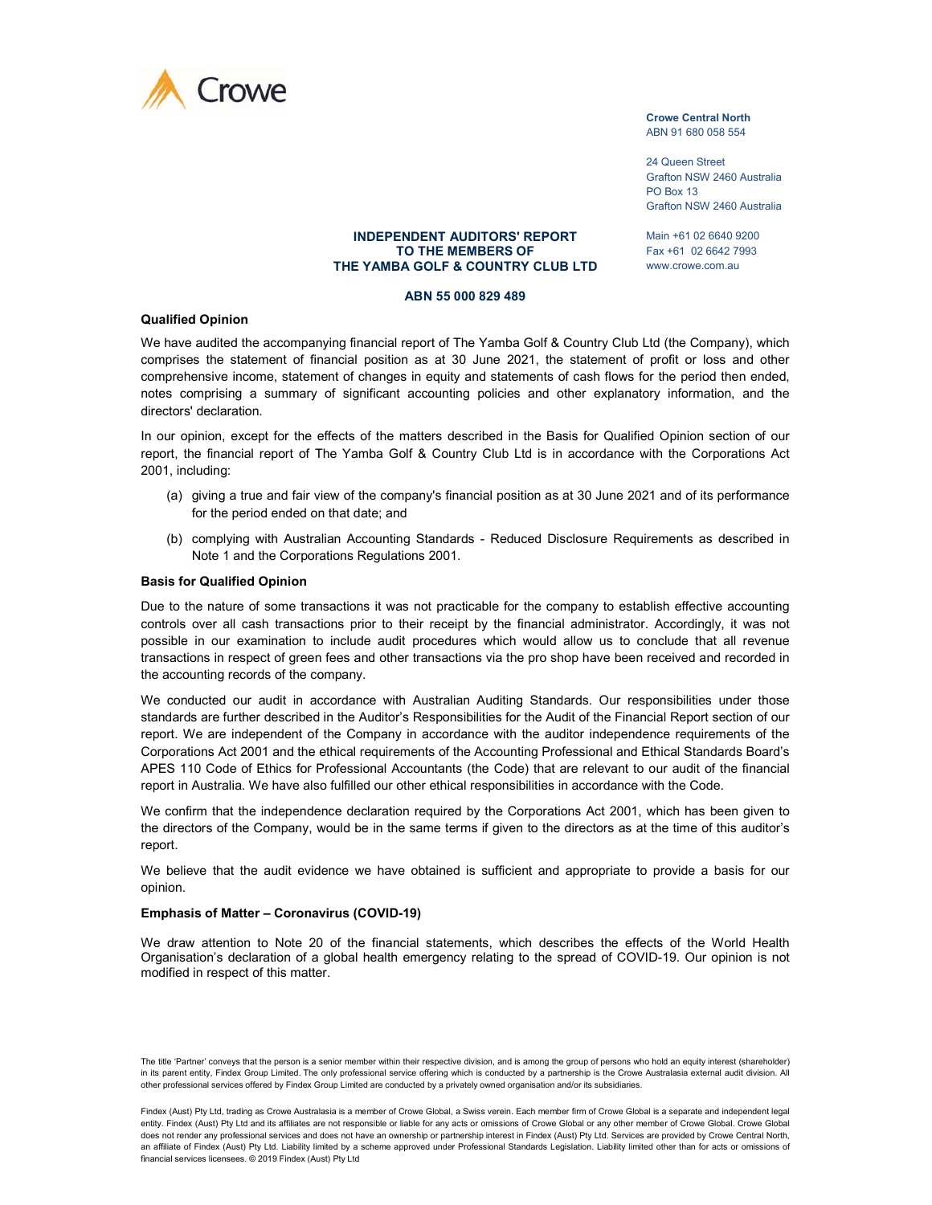Crowe

**Crowe Central North**
ABN 91 680 058 554

24 Queen Street
Grafton NSW 2460 Australia
PO Box 13
Grafton NSW 2460 Australia

Main +61 02 6640 9200
Fax +61 02 6642 7993
www.crowe.com.au

# INDEPENDENT AUDITORS' REPORT TO THE MEMBERS OF THE YAMBA GOLF & COUNTRY CLUB LTD

**ABN 55 000 829 489**

### Qualified Opinion

We have audited the accompanying financial report of The Yamba Golf & Country Club Ltd (the Company), which comprises the statement of financial position as at 30 June 2021, the statement of profit or loss and other comprehensive income, statement of changes in equity and statements of cash flows for the period then ended, notes comprising a summary of significant accounting policies and other explanatory information, and the directors' declaration.

In our opinion, except for the effects of the matters described in the Basis for Qualified Opinion section of our report, the financial report of The Yamba Golf & Country Club Ltd is in accordance with the Corporations Act 2001, including:

(a) giving a true and fair view of the company's financial position as at 30 June 2021 and of its performance for the period ended on that date; and

(b) complying with Australian Accounting Standards - Reduced Disclosure Requirements as described in Note 1 and the Corporations Regulations 2001.

### Basis for Qualified Opinion

Due to the nature of some transactions it was not practicable for the company to establish effective accounting controls over all cash transactions prior to their receipt by the financial administrator. Accordingly, it was not possible in our examination to include audit procedures which would allow us to conclude that all revenue transactions in respect of green fees and other transactions via the pro shop have been received and recorded in the accounting records of the company.

We conducted our audit in accordance with Australian Auditing Standards. Our responsibilities under those standards are further described in the Auditor's Responsibilities for the Audit of the Financial Report section of our report. We are independent of the Company in accordance with the auditor independence requirements of the Corporations Act 2001 and the ethical requirements of the Accounting Professional and Ethical Standards Board's APES 110 Code of Ethics for Professional Accountants (the Code) that are relevant to our audit of the financial report in Australia. We have also fulfilled our other ethical responsibilities in accordance with the Code.

We confirm that the independence declaration required by the Corporations Act 2001, which has been given to the directors of the Company, would be in the same terms if given to the directors as at the time of this auditor's report.

We believe that the audit evidence we have obtained is sufficient and appropriate to provide a basis for our opinion.

### Emphasis of Matter – Coronavirus (COVID-19)

We draw attention to Note 20 of the financial statements, which describes the effects of the World Health Organisation's declaration of a global health emergency relating to the spread of COVID-19. Our opinion is not modified in respect of this matter.

The title 'Partner' conveys that the person is a senior member within their respective division, and is among the group of persons who hold an equity interest (shareholder) in its parent entity, Findex Group Limited. The only professional service offering which is conducted by a partnership is the Crowe Australasia external audit division. All other professional services offered by Findex Group Limited are conducted by a privately owned organisation and/or its subsidiaries.

Findex (Aust) Pty Ltd, trading as Crowe Australasia is a member of Crowe Global, a Swiss verein. Each member firm of Crowe Global is a separate and independent legal entity. Findex (Aust) Pty Ltd and its affiliates are not responsible or liable for any acts or omissions of Crowe Global or any other member of Crowe Global. Crowe Global does not render any professional services and does not have an ownership or partnership interest in Findex (Aust) Pty Ltd. Services are provided by Crowe Central North, an affiliate of Findex (Aust) Pty Ltd. Liability limited by a scheme approved under Professional Standards Legislation. Liability limited other than for acts or omissions of financial services licensees. © 2019 Findex (Aust) Pty Ltd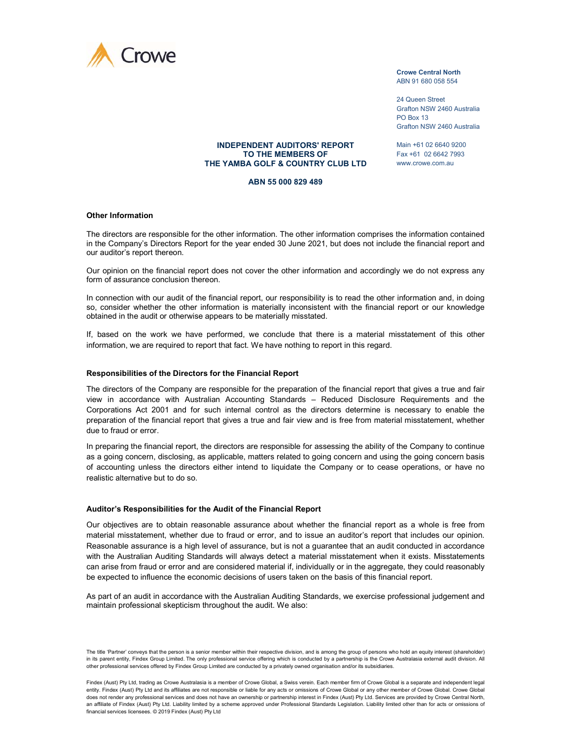Crowe Central North
ABN 91 680 058 554

24 Queen Street
Grafton NSW 2460 Australia
PO Box 13
Grafton NSW 2460 Australia

Main +61 02 6640 9200
Fax +61 02 6642 7993
www.crowe.com.au

**INDEPENDENT AUDITORS' REPORT**
**TO THE MEMBERS OF**
**THE YAMBA GOLF & COUNTRY CLUB LTD**

**ABN 55 000 829 489**

### Other Information

The directors are responsible for the other information. The other information comprises the information contained in the Company's Directors Report for the year ended 30 June 2021, but does not include the financial report and our auditor's report thereon.

Our opinion on the financial report does not cover the other information and accordingly we do not express any form of assurance conclusion thereon.

In connection with our audit of the financial report, our responsibility is to read the other information and, in doing so, consider whether the other information is materially inconsistent with the financial report or our knowledge obtained in the audit or otherwise appears to be materially misstated.

If, based on the work we have performed, we conclude that there is a material misstatement of this other information, we are required to report that fact. We have nothing to report in this regard.

### Responsibilities of the Directors for the Financial Report

The directors of the Company are responsible for the preparation of the financial report that gives a true and fair view in accordance with Australian Accounting Standards – Reduced Disclosure Requirements and the Corporations Act 2001 and for such internal control as the directors determine is necessary to enable the preparation of the financial report that gives a true and fair view and is free from material misstatement, whether due to fraud or error.

In preparing the financial report, the directors are responsible for assessing the ability of the Company to continue as a going concern, disclosing, as applicable, matters related to going concern and using the going concern basis of accounting unless the directors either intend to liquidate the Company or to cease operations, or have no realistic alternative but to do so.

### Auditor's Responsibilities for the Audit of the Financial Report

Our objectives are to obtain reasonable assurance about whether the financial report as a whole is free from material misstatement, whether due to fraud or error, and to issue an auditor's report that includes our opinion. Reasonable assurance is a high level of assurance, but is not a guarantee that an audit conducted in accordance with the Australian Auditing Standards will always detect a material misstatement when it exists. Misstatements can arise from fraud or error and are considered material if, individually or in the aggregate, they could reasonably be expected to influence the economic decisions of users taken on the basis of this financial report.

As part of an audit in accordance with the Australian Auditing Standards, we exercise professional judgement and maintain professional skepticism throughout the audit. We also:

The title 'Partner' conveys that the person is a senior member within their respective division, and is among the group of persons who hold an equity interest (shareholder) in its parent entity, Findex Group Limited. The only professional service offering which is conducted by a partnership is the Crowe Australasia external audit division. All other professional services offered by Findex Group Limited are conducted by a privately owned organisation and/or its subsidiaries.

Findex (Aust) Pty Ltd, trading as Crowe Australasia is a member of Crowe Global, a Swiss verein. Each member firm of Crowe Global is a separate and independent legal entity. Findex (Aust) Pty Ltd and its affiliates are not responsible or liable for any acts or omissions of Crowe Global or any other member of Crowe Global. Crowe Global does not render any professional services and does not have an ownership or partnership interest in Findex (Aust) Pty Ltd. Services are provided by Crowe Central North, an affiliate of Findex (Aust) Pty Ltd. Liability limited by a scheme approved under Professional Standards Legislation. Liability limited other than for acts or omissions of financial services licensees. © 2019 Findex (Aust) Pty Ltd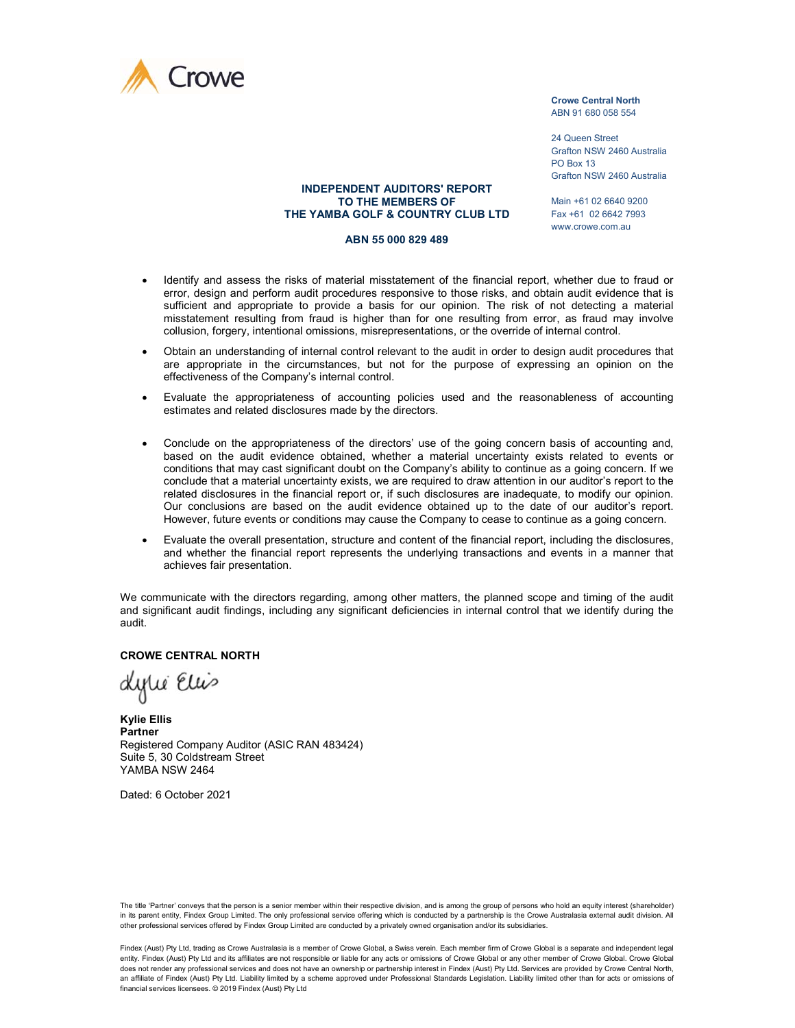**Crowe Central North**
ABN 91 680 058 554

24 Queen Street
Grafton NSW 2460 Australia
PO Box 13
Grafton NSW 2460 Australia

Main +61 02 6640 9200
Fax +61 02 6642 7993
www.crowe.com.au

**INDEPENDENT AUDITORS' REPORT**
**TO THE MEMBERS OF**
**THE YAMBA GOLF & COUNTRY CLUB LTD**

**ABN 55 000 829 489**

- Identify and assess the risks of material misstatement of the financial report, whether due to fraud or error, design and perform audit procedures responsive to those risks, and obtain audit evidence that is sufficient and appropriate to provide a basis for our opinion. The risk of not detecting a material misstatement resulting from fraud is higher than for one resulting from error, as fraud may involve collusion, forgery, intentional omissions, misrepresentations, or the override of internal control.
- Obtain an understanding of internal control relevant to the audit in order to design audit procedures that are appropriate in the circumstances, but not for the purpose of expressing an opinion on the effectiveness of the Company's internal control.
- Evaluate the appropriateness of accounting policies used and the reasonableness of accounting estimates and related disclosures made by the directors.
- Conclude on the appropriateness of the directors' use of the going concern basis of accounting and, based on the audit evidence obtained, whether a material uncertainty exists related to events or conditions that may cast significant doubt on the Company's ability to continue as a going concern. If we conclude that a material uncertainty exists, we are required to draw attention in our auditor's report to the related disclosures in the financial report or, if such disclosures are inadequate, to modify our opinion. Our conclusions are based on the audit evidence obtained up to the date of our auditor's report. However, future events or conditions may cause the Company to cease to continue as a going concern.
- Evaluate the overall presentation, structure and content of the financial report, including the disclosures, and whether the financial report represents the underlying transactions and events in a manner that achieves fair presentation.

We communicate with the directors regarding, among other matters, the planned scope and timing of the audit and significant audit findings, including any significant deficiencies in internal control that we identify during the audit.

**CROWE CENTRAL NORTH**

Kylie Ellis

**Kylie Ellis**
**Partner**
Registered Company Auditor (ASIC RAN 483424)
Suite 5, 30 Coldstream Street
YAMBA NSW 2464

Dated: 6 October 2021

The title 'Partner' conveys that the person is a senior member within their respective division, and is among the group of persons who hold an equity interest (shareholder) in its parent entity, Findex Group Limited. The only professional service offering which is conducted by a partnership is the Crowe Australasia external audit division. All other professional services offered by Findex Group Limited are conducted by a privately owned organisation and/or its subsidiaries.

Findex (Aust) Pty Ltd, trading as Crowe Australasia is a member of Crowe Global, a Swiss verein. Each member firm of Crowe Global is a separate and independent legal entity. Findex (Aust) Pty Ltd and its affiliates are not responsible or liable for any acts or omissions of Crowe Global or any other member of Crowe Global. Crowe Global does not render any professional services and does not have an ownership or partnership interest in Findex (Aust) Pty Ltd. Services are provided by Crowe Central North, an affiliate of Findex (Aust) Pty Ltd. Liability limited by a scheme approved under Professional Standards Legislation. Liability limited other than for acts or omissions of financial services licensees. © 2019 Findex (Aust) Pty Ltd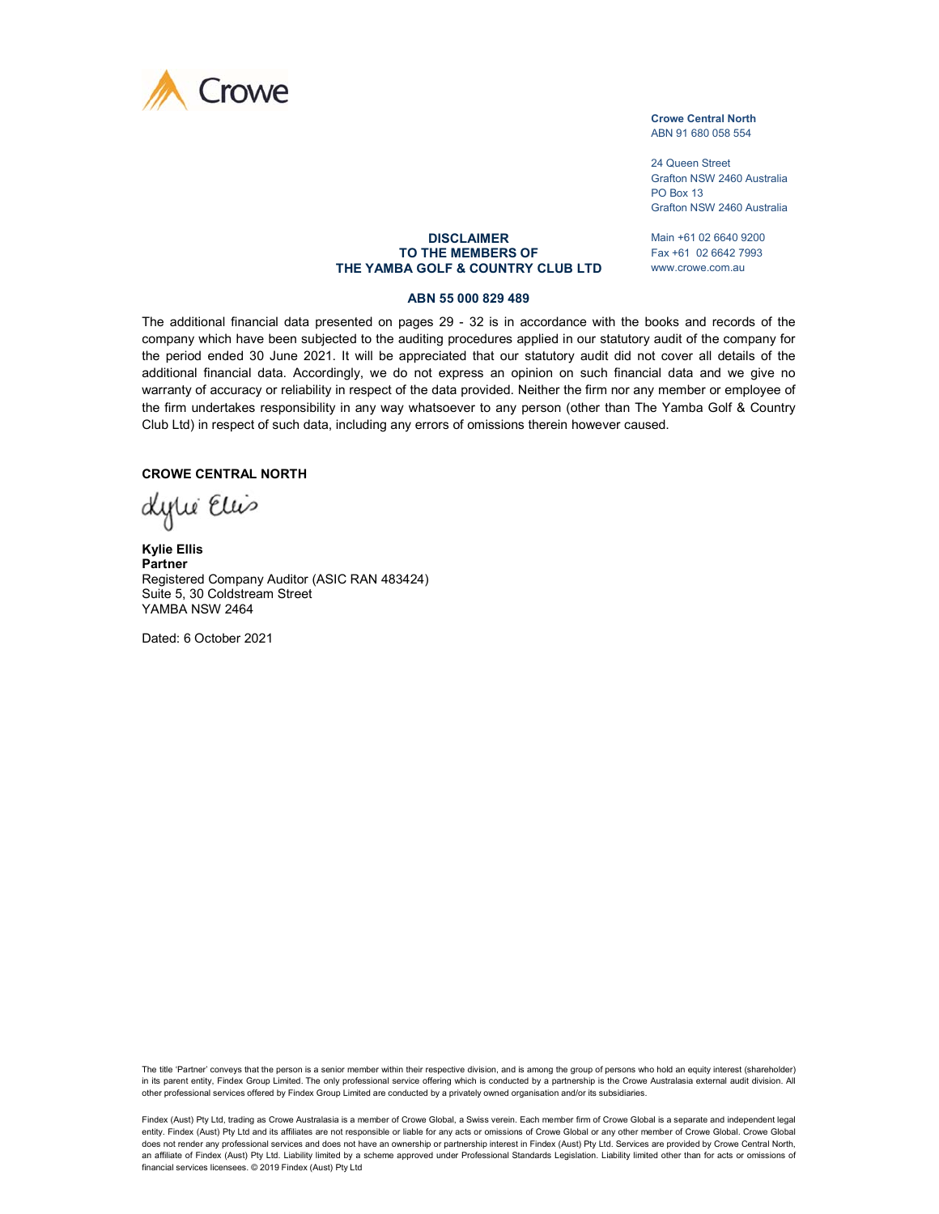Crowe

**Crowe Central North**
ABN 91 680 058 554

24 Queen Street
Grafton NSW 2460 Australia
PO Box 13
Grafton NSW 2460 Australia

Main +61 02 6640 9200
Fax +61 02 6642 7993
www.crowe.com.au

**DISCLAIMER**
**TO THE MEMBERS OF**
**THE YAMBA GOLF & COUNTRY CLUB LTD**

**ABN 55 000 829 489**

The additional financial data presented on pages 29 - 32 is in accordance with the books and records of the company which have been subjected to the auditing procedures applied in our statutory audit of the company for the period ended 30 June 2021. It will be appreciated that our statutory audit did not cover all details of the additional financial data. Accordingly, we do not express an opinion on such financial data and we give no warranty of accuracy or reliability in respect of the data provided. Neither the firm nor any member or employee of the firm undertakes responsibility in any way whatsoever to any person (other than The Yamba Golf & Country Club Ltd) in respect of such data, including any errors of omissions therein however caused.

**CROWE CENTRAL NORTH**

Kylie Ellis

**Kylie Ellis**
**Partner**
Registered Company Auditor (ASIC RAN 483424)
Suite 5, 30 Coldstream Street
YAMBA NSW 2464

Dated: 6 October 2021

The title 'Partner' conveys that the person is a senior member within their respective division, and is among the group of persons who hold an equity interest (shareholder) in its parent entity, Findex Group Limited. The only professional service offering which is conducted by a partnership is the Crowe Australasia external audit division. All other professional services offered by Findex Group Limited are conducted by a privately owned organisation and/or its subsidiaries.

Findex (Aust) Pty Ltd, trading as Crowe Australasia is a member of Crowe Global, a Swiss verein. Each member firm of Crowe Global is a separate and independent legal entity. Findex (Aust) Pty Ltd and its affiliates are not responsible or liable for any acts or omissions of Crowe Global or any other member of Crowe Global. Crowe Global does not render any professional services and does not have an ownership or partnership interest in Findex (Aust) Pty Ltd. Services are provided by Crowe Central North, an affiliate of Findex (Aust) Pty Ltd. Liability limited by a scheme approved under Professional Standards Legislation. Liability limited other than for acts or omissions of financial services licensees. © 2019 Findex (Aust) Pty Ltd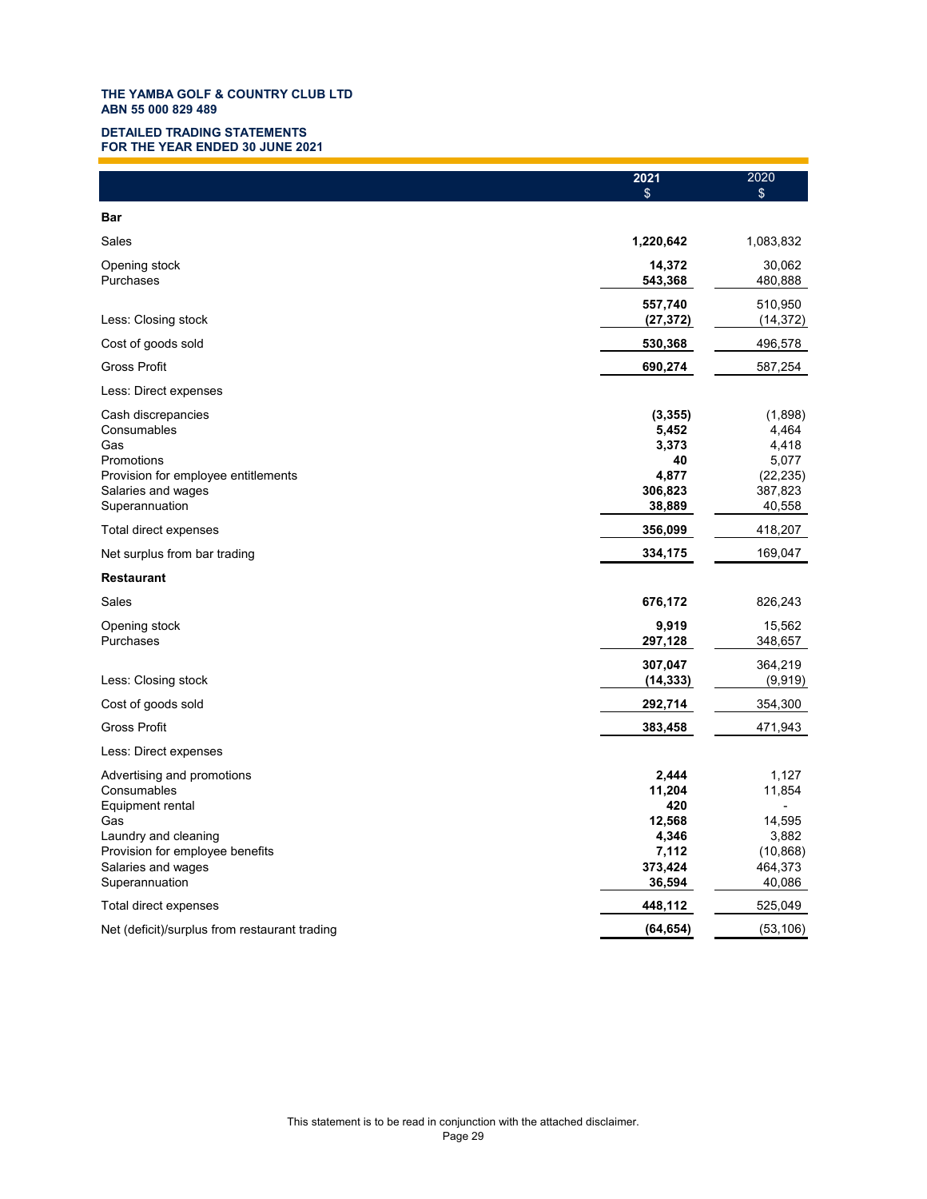**THE YAMBA GOLF & COUNTRY CLUB LTD**
**ABN 55 000 829 489**

**DETAILED TRADING STATEMENTS**
**FOR THE YEAR ENDED 30 JUNE 2021**

| | 2021 $ | 2020 $ |
|---|---|---|
| **Bar** | | |
| Sales | **1,220,642** | 1,083,832 |
| Opening stock | **14,372** | 30,062 |
| Purchases | **543,368** | 480,888 |
| | **557,740** | 510,950 |
| Less: Closing stock | **(27,372)** | (14,372) |
| Cost of goods sold | **530,368** | 496,578 |
| Gross Profit | **690,274** | 587,254 |
| Less: Direct expenses | | |
| Cash discrepancies | **(3,355)** | (1,898) |
| Consumables | **5,452** | 4,464 |
| Gas | **3,373** | 4,418 |
| Promotions | **40** | 5,077 |
| Provision for employee entitlements | **4,877** | (22,235) |
| Salaries and wages | **306,823** | 387,823 |
| Superannuation | **38,889** | 40,558 |
| Total direct expenses | **356,099** | 418,207 |
| Net surplus from bar trading | **334,175** | 169,047 |
| **Restaurant** | | |
| Sales | **676,172** | 826,243 |
| Opening stock | **9,919** | 15,562 |
| Purchases | **297,128** | 348,657 |
| | **307,047** | 364,219 |
| Less: Closing stock | **(14,333)** | (9,919) |
| Cost of goods sold | **292,714** | 354,300 |
| Gross Profit | **383,458** | 471,943 |
| Less: Direct expenses | | |
| Advertising and promotions | **2,444** | 1,127 |
| Consumables | **11,204** | 11,854 |
| Equipment rental | **420** | - |
| Gas | **12,568** | 14,595 |
| Laundry and cleaning | **4,346** | 3,882 |
| Provision for employee benefits | **7,112** | (10,868) |
| Salaries and wages | **373,424** | 464,373 |
| Superannuation | **36,594** | 40,086 |
| Total direct expenses | **448,112** | 525,049 |
| Net (deficit)/surplus from restaurant trading | **(64,654)** | (53,106) |

This statement is to be read in conjunction with the attached disclaimer.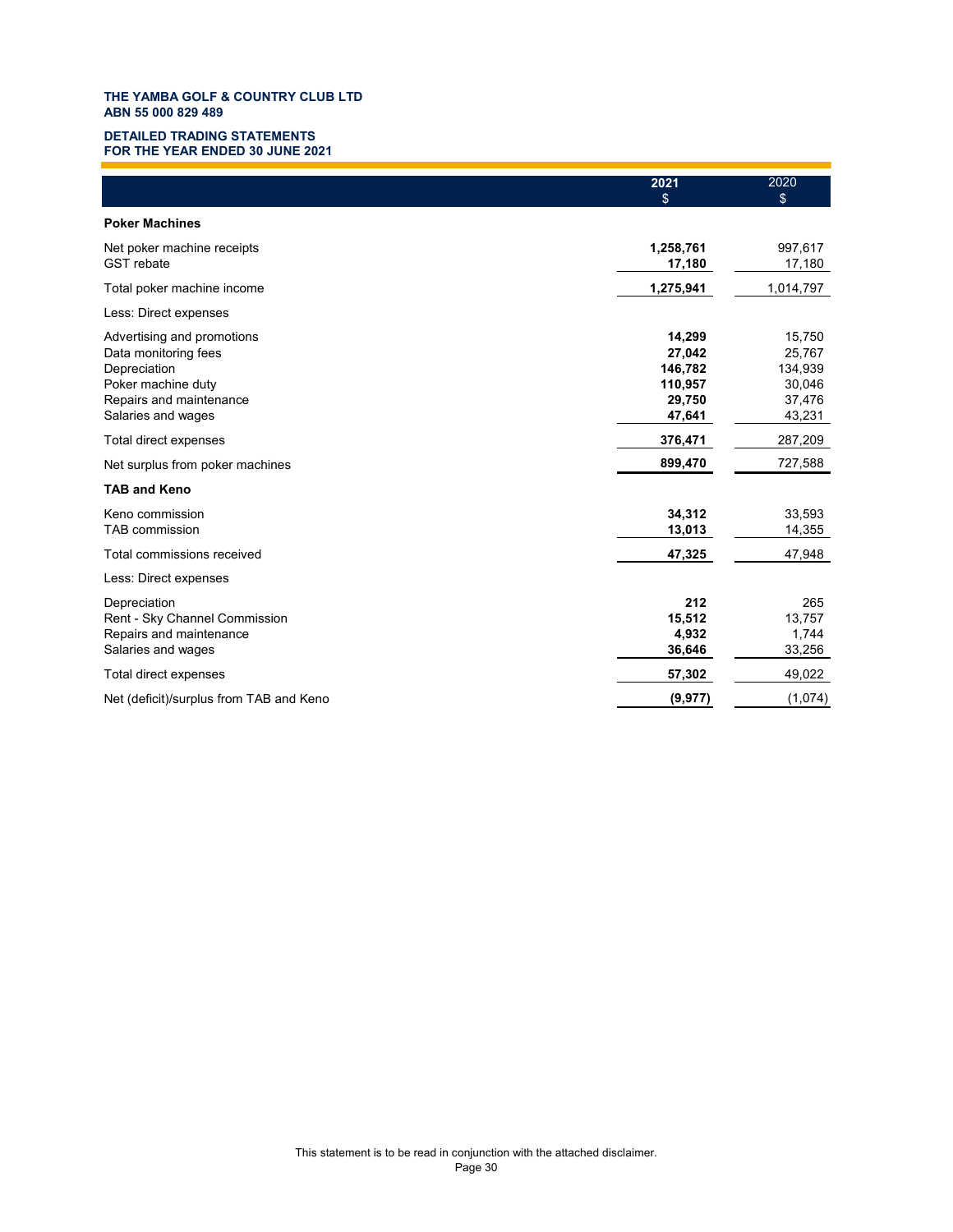**THE YAMBA GOLF & COUNTRY CLUB LTD**
**ABN 55 000 829 489**

**DETAILED TRADING STATEMENTS**
**FOR THE YEAR ENDED 30 JUNE 2021**

| | 2021<br>$ | 2020<br>$ |
|---|---|---|
| **Poker Machines** | | |
| Net poker machine receipts | **1,258,761** | 997,617 |
| GST rebate | **17,180** | 17,180 |
| Total poker machine income | **1,275,941** | 1,014,797 |
| Less: Direct expenses | | |
| Advertising and promotions | **14,299** | 15,750 |
| Data monitoring fees | **27,042** | 25,767 |
| Depreciation | **146,782** | 134,939 |
| Poker machine duty | **110,957** | 30,046 |
| Repairs and maintenance | **29,750** | 37,476 |
| Salaries and wages | **47,641** | 43,231 |
| Total direct expenses | **376,471** | 287,209 |
| Net surplus from poker machines | **899,470** | 727,588 |
| **TAB and Keno** | | |
| Keno commission | **34,312** | 33,593 |
| TAB commission | **13,013** | 14,355 |
| Total commissions received | **47,325** | 47,948 |
| Less: Direct expenses | | |
| Depreciation | **212** | 265 |
| Rent - Sky Channel Commission | **15,512** | 13,757 |
| Repairs and maintenance | **4,932** | 1,744 |
| Salaries and wages | **36,646** | 33,256 |
| Total direct expenses | **57,302** | 49,022 |
| Net (deficit)/surplus from TAB and Keno | **(9,977)** | (1,074) |

This statement is to be read in conjunction with the attached disclaimer.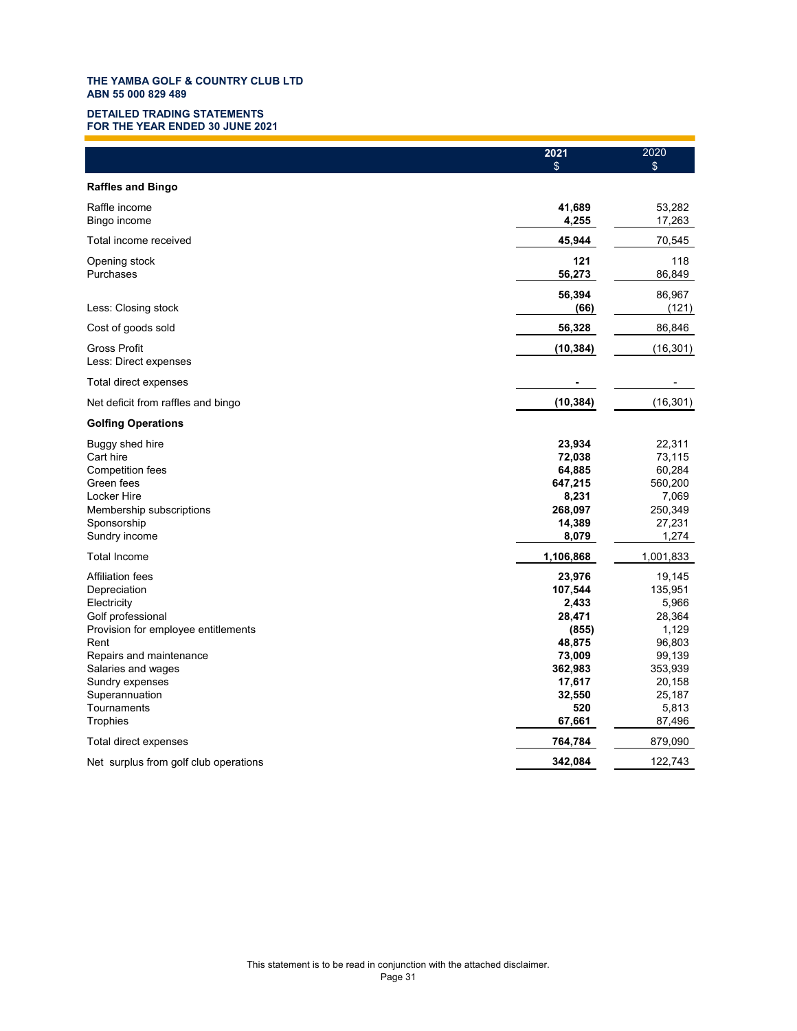**THE YAMBA GOLF & COUNTRY CLUB LTD**
**ABN 55 000 829 489**

**DETAILED TRADING STATEMENTS**
**FOR THE YEAR ENDED 30 JUNE 2021**

| | 2021 $ | 2020 $ |
|---|---|---|
| **Raffles and Bingo** | | |
| Raffle income | **41,689** | 53,282 |
| Bingo income | **4,255** | 17,263 |
| Total income received | **45,944** | 70,545 |
| Opening stock | **121** | 118 |
| Purchases | **56,273** | 86,849 |
| | **56,394** | 86,967 |
| Less: Closing stock | **(66)** | (121) |
| Cost of goods sold | **56,328** | 86,846 |
| Gross Profit | **(10,384)** | (16,301) |
| Less: Direct expenses | | |
| Total direct expenses | **-** | - |
| Net deficit from raffles and bingo | **(10,384)** | (16,301) |
| **Golfing Operations** | | |
| Buggy shed hire | **23,934** | 22,311 |
| Cart hire | **72,038** | 73,115 |
| Competition fees | **64,885** | 60,284 |
| Green fees | **647,215** | 560,200 |
| Locker Hire | **8,231** | 7,069 |
| Membership subscriptions | **268,097** | 250,349 |
| Sponsorship | **14,389** | 27,231 |
| Sundry income | **8,079** | 1,274 |
| Total Income | **1,106,868** | 1,001,833 |
| Affiliation fees | **23,976** | 19,145 |
| Depreciation | **107,544** | 135,951 |
| Electricity | **2,433** | 5,966 |
| Golf professional | **28,471** | 28,364 |
| Provision for employee entitlements | **(855)** | 1,129 |
| Rent | **48,875** | 96,803 |
| Repairs and maintenance | **73,009** | 99,139 |
| Salaries and wages | **362,983** | 353,939 |
| Sundry expenses | **17,617** | 20,158 |
| Superannuation | **32,550** | 25,187 |
| Tournaments | **520** | 5,813 |
| Trophies | **67,661** | 87,496 |
| Total direct expenses | **764,784** | 879,090 |
| Net surplus from golf club operations | **342,084** | 122,743 |

This statement is to be read in conjunction with the attached disclaimer.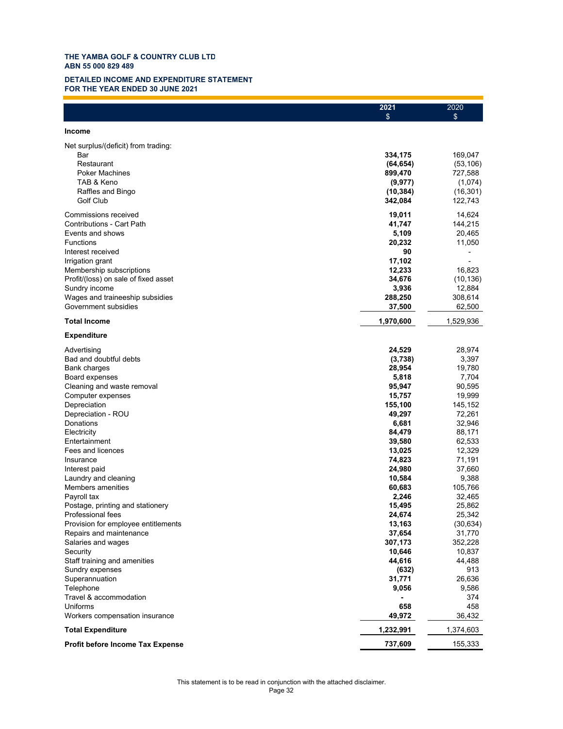**THE YAMBA GOLF & COUNTRY CLUB LTD**
**ABN 55 000 829 489**

**DETAILED INCOME AND EXPENDITURE STATEMENT**
**FOR THE YEAR ENDED 30 JUNE 2021**

| | 2021<br>$ | 2020<br>$ |
|---|---|---|
| **Income** | | |
| Net surplus/(deficit) from trading: | | |
| Bar | **334,175** | 169,047 |
| Restaurant | **(64,654)** | (53,106) |
| Poker Machines | **899,470** | 727,588 |
| TAB & Keno | **(9,977)** | (1,074) |
| Raffles and Bingo | **(10,384)** | (16,301) |
| Golf Club | **342,084** | 122,743 |
| Commissions received | **19,011** | 14,624 |
| Contributions - Cart Path | **41,747** | 144,215 |
| Events and shows | **5,109** | 20,465 |
| Functions | **20,232** | 11,050 |
| Interest received | **90** | - |
| Irrigation grant | **17,102** | - |
| Membership subscriptions | **12,233** | 16,823 |
| Profit/(loss) on sale of fixed asset | **34,676** | (10,136) |
| Sundry income | **3,936** | 12,884 |
| Wages and traineeship subsidies | **288,250** | 308,614 |
| Government subsidies | **37,500** | 62,500 |
| **Total Income** | **1,970,600** | 1,529,936 |
| **Expenditure** | | |
| Advertising | **24,529** | 28,974 |
| Bad and doubtful debts | **(3,738)** | 3,397 |
| Bank charges | **28,954** | 19,780 |
| Board expenses | **5,818** | 7,704 |
| Cleaning and waste removal | **95,947** | 90,595 |
| Computer expenses | **15,757** | 19,999 |
| Depreciation | **155,100** | 145,152 |
| Depreciation - ROU | **49,297** | 72,261 |
| Donations | **6,681** | 32,946 |
| Electricity | **84,479** | 88,171 |
| Entertainment | **39,580** | 62,533 |
| Fees and licences | **13,025** | 12,329 |
| Insurance | **74,823** | 71,191 |
| Interest paid | **24,980** | 37,660 |
| Laundry and cleaning | **10,584** | 9,388 |
| Members amenities | **60,683** | 105,766 |
| Payroll tax | **2,246** | 32,465 |
| Postage, printing and stationery | **15,495** | 25,862 |
| Professional fees | **24,674** | 25,342 |
| Provision for employee entitlements | **13,163** | (30,634) |
| Repairs and maintenance | **37,654** | 31,770 |
| Salaries and wages | **307,173** | 352,228 |
| Security | **10,646** | 10,837 |
| Staff training and amenities | **44,616** | 44,488 |
| Sundry expenses | **(632)** | 913 |
| Superannuation | **31,771** | 26,636 |
| Telephone | **9,056** | 9,586 |
| Travel & accommodation | **-** | 374 |
| Uniforms | **658** | 458 |
| Workers compensation insurance | **49,972** | 36,432 |
| **Total Expenditure** | **1,232,991** | 1,374,603 |
| **Profit before Income Tax Expense** | **737,609** | 155,333 |

This statement is to be read in conjunction with the attached disclaimer.